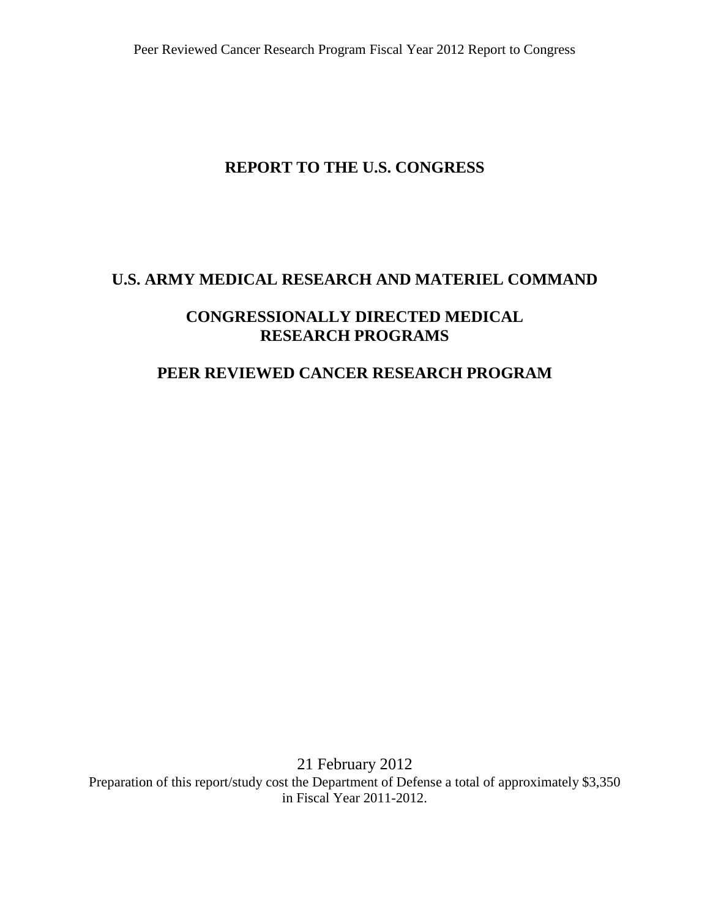# REPORT TO THE U.S. CONGRESS

## U.S. ARMY MEDICAL RESEARCH AND MATERIEL COMMAND

## CONGRESSIONALLY DIRECTED MEDICAL RESEARCH PROGRAMS

## PEER REVIEWED CANCER RESEARCH PROGRAM

21 February 2012

Preparation of this report/study cost the Department of Defense a total of approximately $3,350 in Fiscal Year 2011-2012.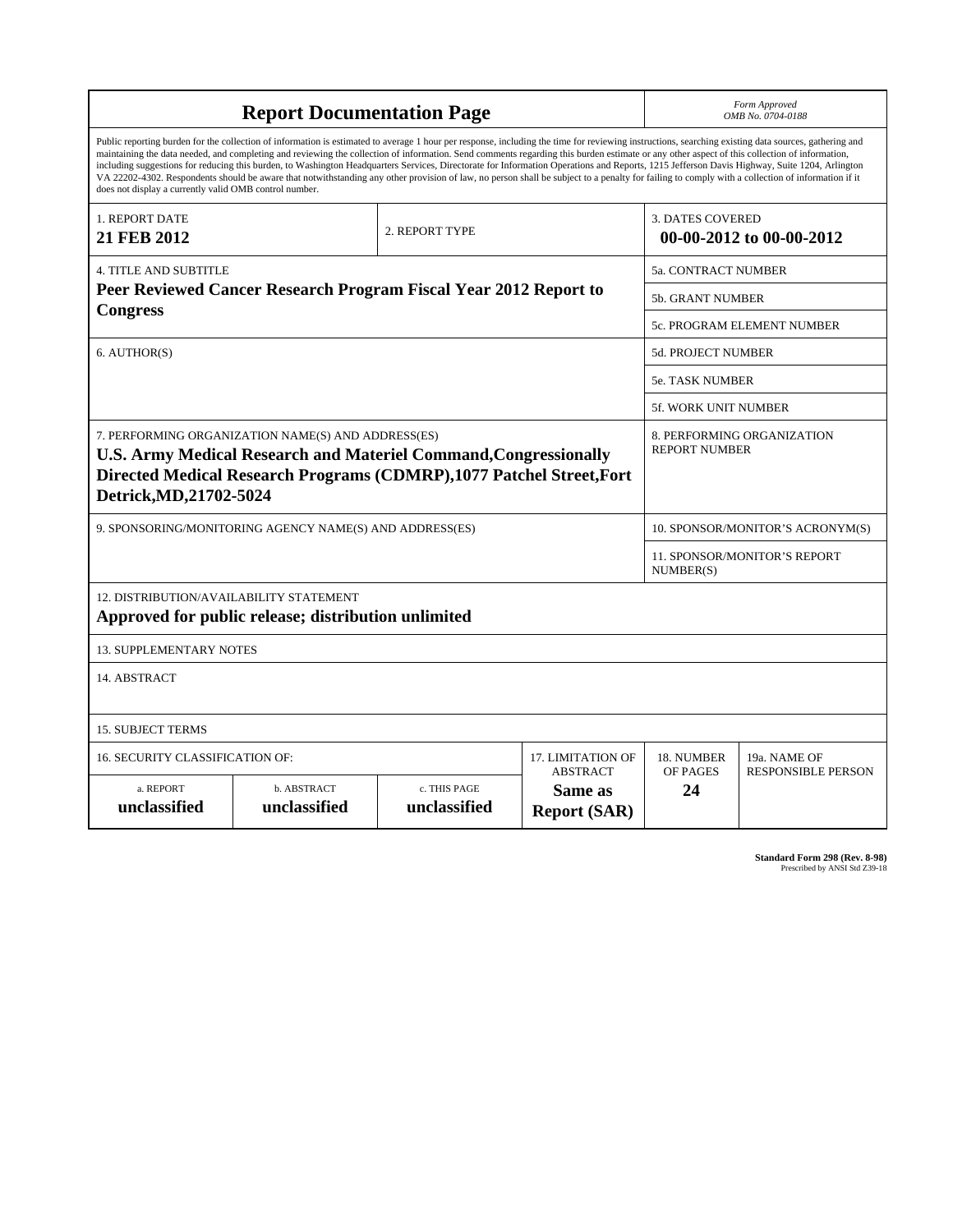# Report Documentation Page

*Form Approved*
*OMB No. 0704-0188*

Public reporting burden for the collection of information is estimated to average 1 hour per response, including the time for reviewing instructions, searching existing data sources, gathering and maintaining the data needed, and completing and reviewing the collection of information. Send comments regarding this burden estimate or any other aspect of this collection of information, including suggestions for reducing this burden, to Washington Headquarters Services, Directorate for Information Operations and Reports, 1215 Jefferson Davis Highway, Suite 1204, Arlington VA 22202-4302. Respondents should be aware that notwithstanding any other provision of law, no person shall be subject to a penalty for failing to comply with a collection of information if it does not display a currently valid OMB control number.

| | | |
|---|---|---|
| 1. REPORT DATE<br>**21 FEB 2012** | 2. REPORT TYPE | 3. DATES COVERED<br>**00-00-2012 to 00-00-2012** |

| | |
|---|---|
| 4. TITLE AND SUBTITLE<br>**Peer Reviewed Cancer Research Program Fiscal Year 2012 Report to Congress** | 5a. CONTRACT NUMBER |
| | 5b. GRANT NUMBER |
| | 5c. PROGRAM ELEMENT NUMBER |
| 6. AUTHOR(S) | 5d. PROJECT NUMBER |
| | 5e. TASK NUMBER |
| | 5f. WORK UNIT NUMBER |
| 7. PERFORMING ORGANIZATION NAME(S) AND ADDRESS(ES)<br>**U.S. Army Medical Research and Materiel Command,Congressionally Directed Medical Research Programs (CDMRP),1077 Patchel Street,Fort Detrick,MD,21702-5024** | 8. PERFORMING ORGANIZATION REPORT NUMBER |
| 9. SPONSORING/MONITORING AGENCY NAME(S) AND ADDRESS(ES) | 10. SPONSOR/MONITOR'S ACRONYM(S) |
| | 11. SPONSOR/MONITOR'S REPORT NUMBER(S) |

12. DISTRIBUTION/AVAILABILITY STATEMENT
**Approved for public release; distribution unlimited**

13. SUPPLEMENTARY NOTES

14. ABSTRACT

15. SUBJECT TERMS

| 16. SECURITY CLASSIFICATION OF: | | | 17. LIMITATION OF ABSTRACT | 18. NUMBER OF PAGES | 19a. NAME OF RESPONSIBLE PERSON |
|---|---|---|---|---|---|
| a. REPORT<br>**unclassified** | b. ABSTRACT<br>**unclassified** | c. THIS PAGE<br>**unclassified** | **Same as Report (SAR)** | **24** | |

**Standard Form 298 (Rev. 8-98)**
Prescribed by ANSI Std Z39-18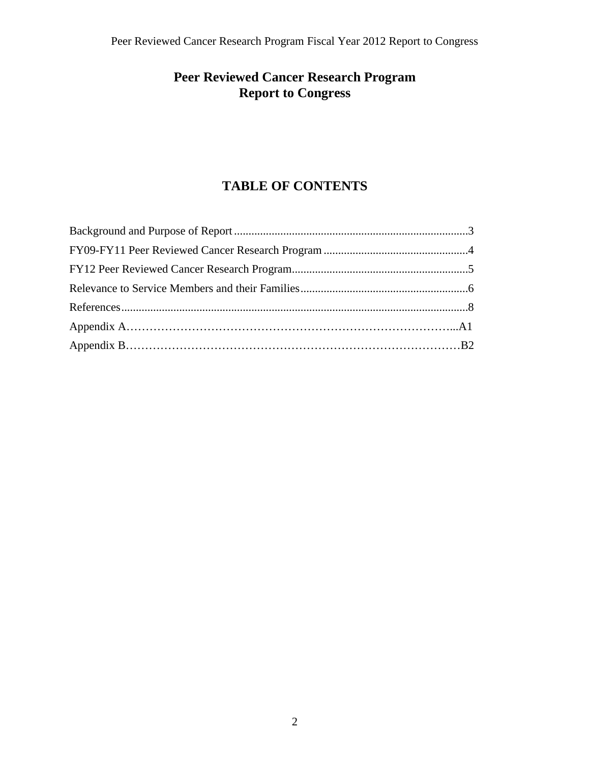# Peer Reviewed Cancer Research Program
# Report to Congress

## TABLE OF CONTENTS

Background and Purpose of Report ................................................................................3

FY09-FY11 Peer Reviewed Cancer Research Program ..................................................4

FY12 Peer Reviewed Cancer Research Program.............................................................5

Relevance to Service Members and their Families..........................................................6

References.......................................................................................................................8

Appendix A…………………………………………………………………………...A1

Appendix B……………………………………………………………………………B2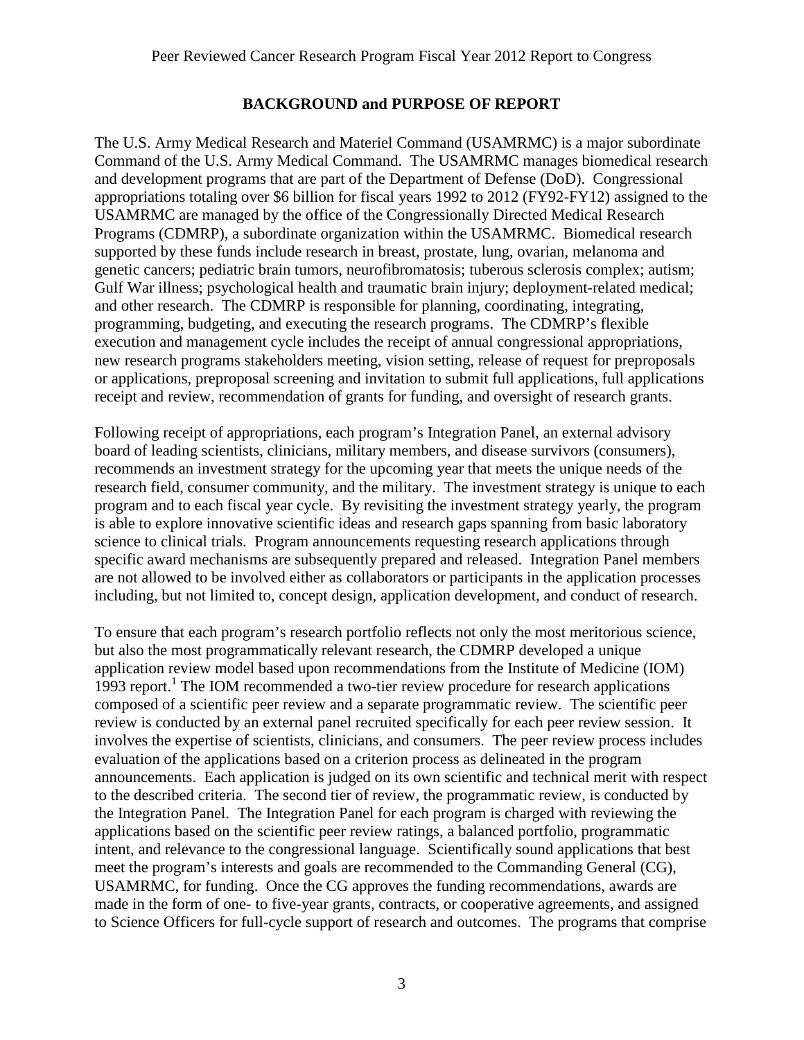## BACKGROUND and PURPOSE OF REPORT

The U.S. Army Medical Research and Materiel Command (USAMRMC) is a major subordinate Command of the U.S. Army Medical Command. The USAMRMC manages biomedical research and development programs that are part of the Department of Defense (DoD). Congressional appropriations totaling over $6 billion for fiscal years 1992 to 2012 (FY92-FY12) assigned to the USAMRMC are managed by the office of the Congressionally Directed Medical Research Programs (CDMRP), a subordinate organization within the USAMRMC. Biomedical research supported by these funds include research in breast, prostate, lung, ovarian, melanoma and genetic cancers; pediatric brain tumors, neurofibromatosis; tuberous sclerosis complex; autism; Gulf War illness; psychological health and traumatic brain injury; deployment-related medical; and other research. The CDMRP is responsible for planning, coordinating, integrating, programming, budgeting, and executing the research programs. The CDMRP's flexible execution and management cycle includes the receipt of annual congressional appropriations, new research programs stakeholders meeting, vision setting, release of request for preproposals or applications, preproposal screening and invitation to submit full applications, full applications receipt and review, recommendation of grants for funding, and oversight of research grants.

Following receipt of appropriations, each program's Integration Panel, an external advisory board of leading scientists, clinicians, military members, and disease survivors (consumers), recommends an investment strategy for the upcoming year that meets the unique needs of the research field, consumer community, and the military. The investment strategy is unique to each program and to each fiscal year cycle. By revisiting the investment strategy yearly, the program is able to explore innovative scientific ideas and research gaps spanning from basic laboratory science to clinical trials. Program announcements requesting research applications through specific award mechanisms are subsequently prepared and released. Integration Panel members are not allowed to be involved either as collaborators or participants in the application processes including, but not limited to, concept design, application development, and conduct of research.

To ensure that each program's research portfolio reflects not only the most meritorious science, but also the most programmatically relevant research, the CDMRP developed a unique application review model based upon recommendations from the Institute of Medicine (IOM) 1993 report.[1] The IOM recommended a two-tier review procedure for research applications composed of a scientific peer review and a separate programmatic review. The scientific peer review is conducted by an external panel recruited specifically for each peer review session. It involves the expertise of scientists, clinicians, and consumers. The peer review process includes evaluation of the applications based on a criterion process as delineated in the program announcements. Each application is judged on its own scientific and technical merit with respect to the described criteria. The second tier of review, the programmatic review, is conducted by the Integration Panel. The Integration Panel for each program is charged with reviewing the applications based on the scientific peer review ratings, a balanced portfolio, programmatic intent, and relevance to the congressional language. Scientifically sound applications that best meet the program's interests and goals are recommended to the Commanding General (CG), USAMRMC, for funding. Once the CG approves the funding recommendations, awards are made in the form of one- to five-year grants, contracts, or cooperative agreements, and assigned to Science Officers for full-cycle support of research and outcomes. The programs that comprise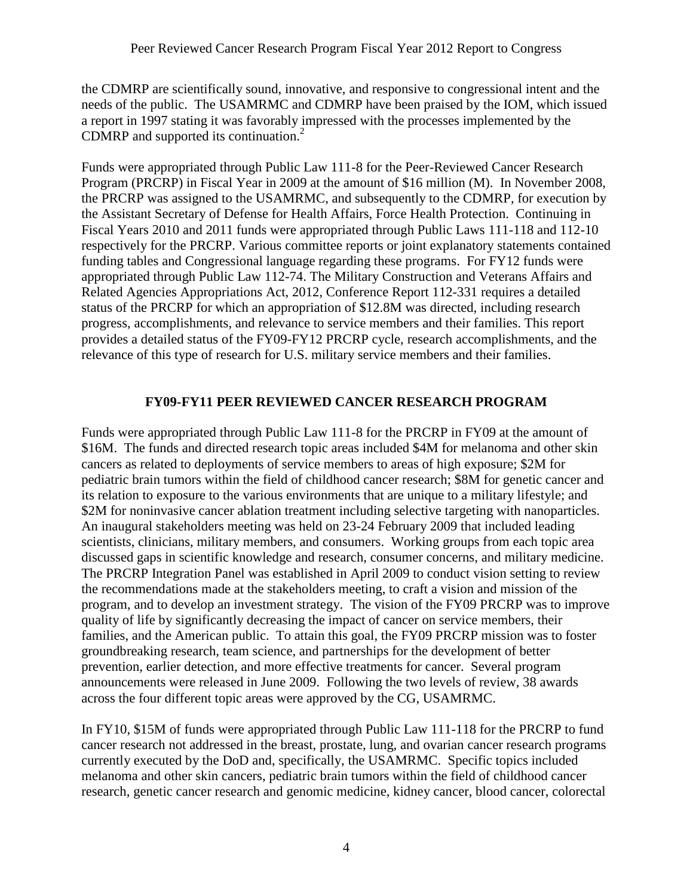the CDMRP are scientifically sound, innovative, and responsive to congressional intent and the needs of the public. The USAMRMC and CDMRP have been praised by the IOM, which issued a report in 1997 stating it was favorably impressed with the processes implemented by the CDMRP and supported its continuation.[2]

Funds were appropriated through Public Law 111-8 for the Peer-Reviewed Cancer Research Program (PRCRP) in Fiscal Year in 2009 at the amount of \$16 million (M). In November 2008, the PRCRP was assigned to the USAMRMC, and subsequently to the CDMRP, for execution by the Assistant Secretary of Defense for Health Affairs, Force Health Protection. Continuing in Fiscal Years 2010 and 2011 funds were appropriated through Public Laws 111-118 and 112-10 respectively for the PRCRP. Various committee reports or joint explanatory statements contained funding tables and Congressional language regarding these programs. For FY12 funds were appropriated through Public Law 112-74. The Military Construction and Veterans Affairs and Related Agencies Appropriations Act, 2012, Conference Report 112-331 requires a detailed status of the PRCRP for which an appropriation of \$12.8M was directed, including research progress, accomplishments, and relevance to service members and their families. This report provides a detailed status of the FY09-FY12 PRCRP cycle, research accomplishments, and the relevance of this type of research for U.S. military service members and their families.

## FY09-FY11 PEER REVIEWED CANCER RESEARCH PROGRAM

Funds were appropriated through Public Law 111-8 for the PRCRP in FY09 at the amount of \$16M. The funds and directed research topic areas included \$4M for melanoma and other skin cancers as related to deployments of service members to areas of high exposure; \$2M for pediatric brain tumors within the field of childhood cancer research; \$8M for genetic cancer and its relation to exposure to the various environments that are unique to a military lifestyle; and \$2M for noninvasive cancer ablation treatment including selective targeting with nanoparticles. An inaugural stakeholders meeting was held on 23-24 February 2009 that included leading scientists, clinicians, military members, and consumers. Working groups from each topic area discussed gaps in scientific knowledge and research, consumer concerns, and military medicine. The PRCRP Integration Panel was established in April 2009 to conduct vision setting to review the recommendations made at the stakeholders meeting, to craft a vision and mission of the program, and to develop an investment strategy. The vision of the FY09 PRCRP was to improve quality of life by significantly decreasing the impact of cancer on service members, their families, and the American public. To attain this goal, the FY09 PRCRP mission was to foster groundbreaking research, team science, and partnerships for the development of better prevention, earlier detection, and more effective treatments for cancer. Several program announcements were released in June 2009. Following the two levels of review, 38 awards across the four different topic areas were approved by the CG, USAMRMC.

In FY10, \$15M of funds were appropriated through Public Law 111-118 for the PRCRP to fund cancer research not addressed in the breast, prostate, lung, and ovarian cancer research programs currently executed by the DoD and, specifically, the USAMRMC. Specific topics included melanoma and other skin cancers, pediatric brain tumors within the field of childhood cancer research, genetic cancer research and genomic medicine, kidney cancer, blood cancer, colorectal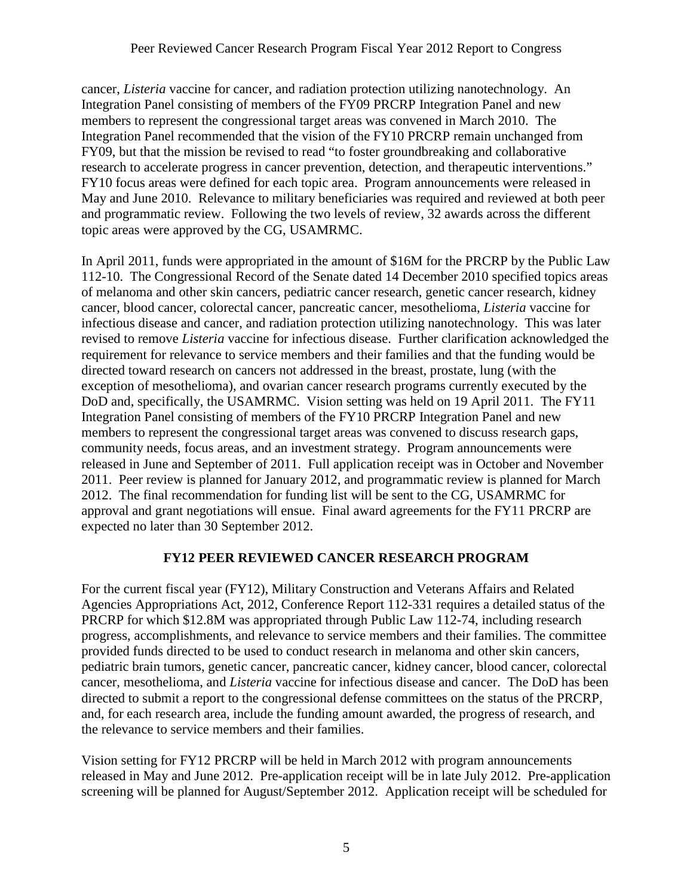cancer, *Listeria* vaccine for cancer, and radiation protection utilizing nanotechnology. An Integration Panel consisting of members of the FY09 PRCRP Integration Panel and new members to represent the congressional target areas was convened in March 2010. The Integration Panel recommended that the vision of the FY10 PRCRP remain unchanged from FY09, but that the mission be revised to read "to foster groundbreaking and collaborative research to accelerate progress in cancer prevention, detection, and therapeutic interventions." FY10 focus areas were defined for each topic area. Program announcements were released in May and June 2010. Relevance to military beneficiaries was required and reviewed at both peer and programmatic review. Following the two levels of review, 32 awards across the different topic areas were approved by the CG, USAMRMC.

In April 2011, funds were appropriated in the amount of $16M for the PRCRP by the Public Law 112-10. The Congressional Record of the Senate dated 14 December 2010 specified topics areas of melanoma and other skin cancers, pediatric cancer research, genetic cancer research, kidney cancer, blood cancer, colorectal cancer, pancreatic cancer, mesothelioma, *Listeria* vaccine for infectious disease and cancer, and radiation protection utilizing nanotechnology. This was later revised to remove *Listeria* vaccine for infectious disease. Further clarification acknowledged the requirement for relevance to service members and their families and that the funding would be directed toward research on cancers not addressed in the breast, prostate, lung (with the exception of mesothelioma), and ovarian cancer research programs currently executed by the DoD and, specifically, the USAMRMC. Vision setting was held on 19 April 2011. The FY11 Integration Panel consisting of members of the FY10 PRCRP Integration Panel and new members to represent the congressional target areas was convened to discuss research gaps, community needs, focus areas, and an investment strategy. Program announcements were released in June and September of 2011. Full application receipt was in October and November 2011. Peer review is planned for January 2012, and programmatic review is planned for March 2012. The final recommendation for funding list will be sent to the CG, USAMRMC for approval and grant negotiations will ensue. Final award agreements for the FY11 PRCRP are expected no later than 30 September 2012.

## FY12 PEER REVIEWED CANCER RESEARCH PROGRAM

For the current fiscal year (FY12), Military Construction and Veterans Affairs and Related Agencies Appropriations Act, 2012, Conference Report 112-331 requires a detailed status of the PRCRP for which $12.8M was appropriated through Public Law 112-74, including research progress, accomplishments, and relevance to service members and their families. The committee provided funds directed to be used to conduct research in melanoma and other skin cancers, pediatric brain tumors, genetic cancer, pancreatic cancer, kidney cancer, blood cancer, colorectal cancer, mesothelioma, and *Listeria* vaccine for infectious disease and cancer. The DoD has been directed to submit a report to the congressional defense committees on the status of the PRCRP, and, for each research area, include the funding amount awarded, the progress of research, and the relevance to service members and their families.

Vision setting for FY12 PRCRP will be held in March 2012 with program announcements released in May and June 2012. Pre-application receipt will be in late July 2012. Pre-application screening will be planned for August/September 2012. Application receipt will be scheduled for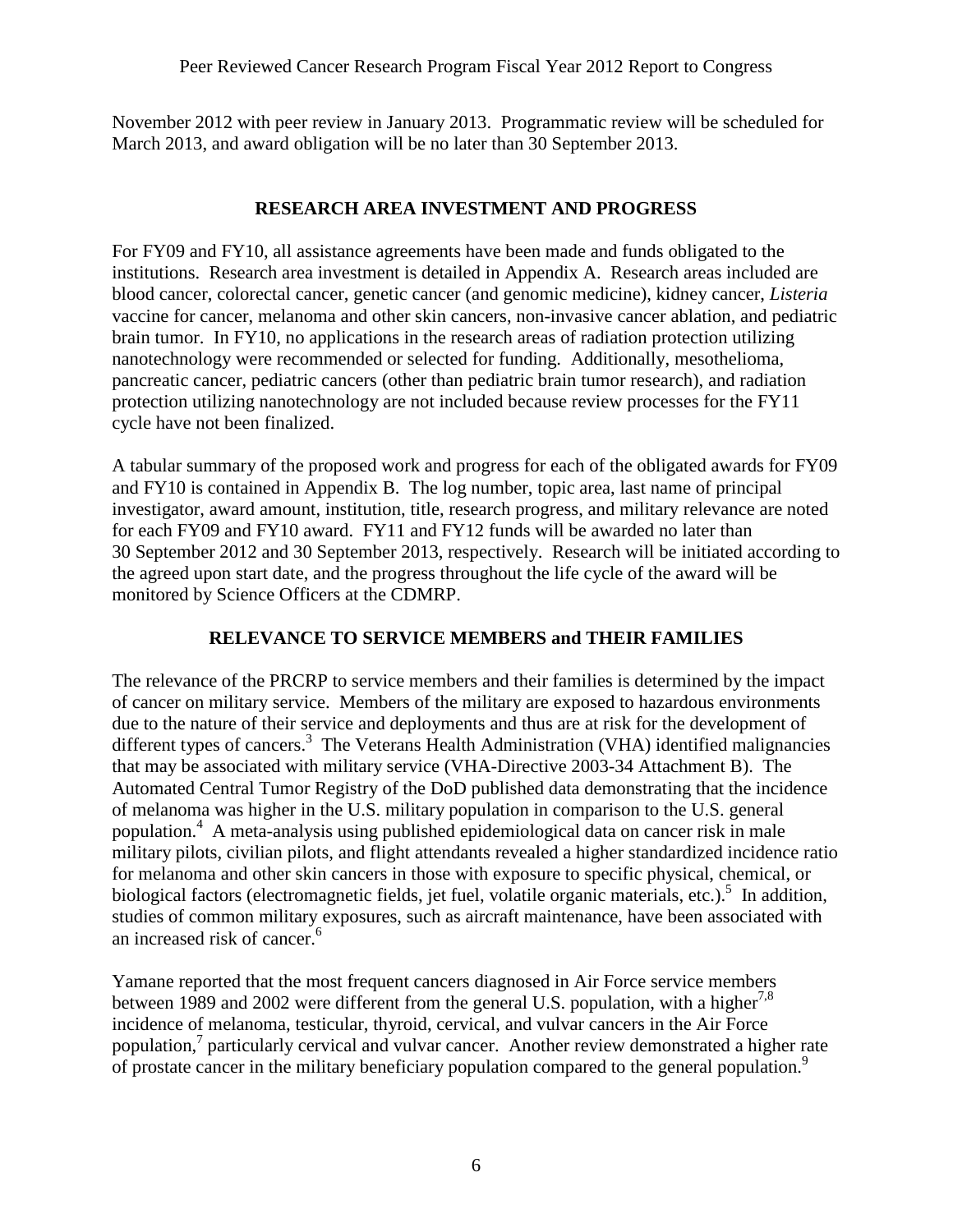November 2012 with peer review in January 2013. Programmatic review will be scheduled for March 2013, and award obligation will be no later than 30 September 2013.

## RESEARCH AREA INVESTMENT AND PROGRESS

For FY09 and FY10, all assistance agreements have been made and funds obligated to the institutions. Research area investment is detailed in Appendix A. Research areas included are blood cancer, colorectal cancer, genetic cancer (and genomic medicine), kidney cancer, *Listeria* vaccine for cancer, melanoma and other skin cancers, non-invasive cancer ablation, and pediatric brain tumor. In FY10, no applications in the research areas of radiation protection utilizing nanotechnology were recommended or selected for funding. Additionally, mesothelioma, pancreatic cancer, pediatric cancers (other than pediatric brain tumor research), and radiation protection utilizing nanotechnology are not included because review processes for the FY11 cycle have not been finalized.

A tabular summary of the proposed work and progress for each of the obligated awards for FY09 and FY10 is contained in Appendix B. The log number, topic area, last name of principal investigator, award amount, institution, title, research progress, and military relevance are noted for each FY09 and FY10 award. FY11 and FY12 funds will be awarded no later than 30 September 2012 and 30 September 2013, respectively. Research will be initiated according to the agreed upon start date, and the progress throughout the life cycle of the award will be monitored by Science Officers at the CDMRP.

## RELEVANCE TO SERVICE MEMBERS and THEIR FAMILIES

The relevance of the PRCRP to service members and their families is determined by the impact of cancer on military service. Members of the military are exposed to hazardous environments due to the nature of their service and deployments and thus are at risk for the development of different types of cancers.[3] The Veterans Health Administration (VHA) identified malignancies that may be associated with military service (VHA-Directive 2003-34 Attachment B). The Automated Central Tumor Registry of the DoD published data demonstrating that the incidence of melanoma was higher in the U.S. military population in comparison to the U.S. general population.[4] A meta-analysis using published epidemiological data on cancer risk in male military pilots, civilian pilots, and flight attendants revealed a higher standardized incidence ratio for melanoma and other skin cancers in those with exposure to specific physical, chemical, or biological factors (electromagnetic fields, jet fuel, volatile organic materials, etc.).[5] In addition, studies of common military exposures, such as aircraft maintenance, have been associated with an increased risk of cancer.[6]

Yamane reported that the most frequent cancers diagnosed in Air Force service members between 1989 and 2002 were different from the general U.S. population, with a higher[7,8] incidence of melanoma, testicular, thyroid, cervical, and vulvar cancers in the Air Force population,[7] particularly cervical and vulvar cancer. Another review demonstrated a higher rate of prostate cancer in the military beneficiary population compared to the general population.[9]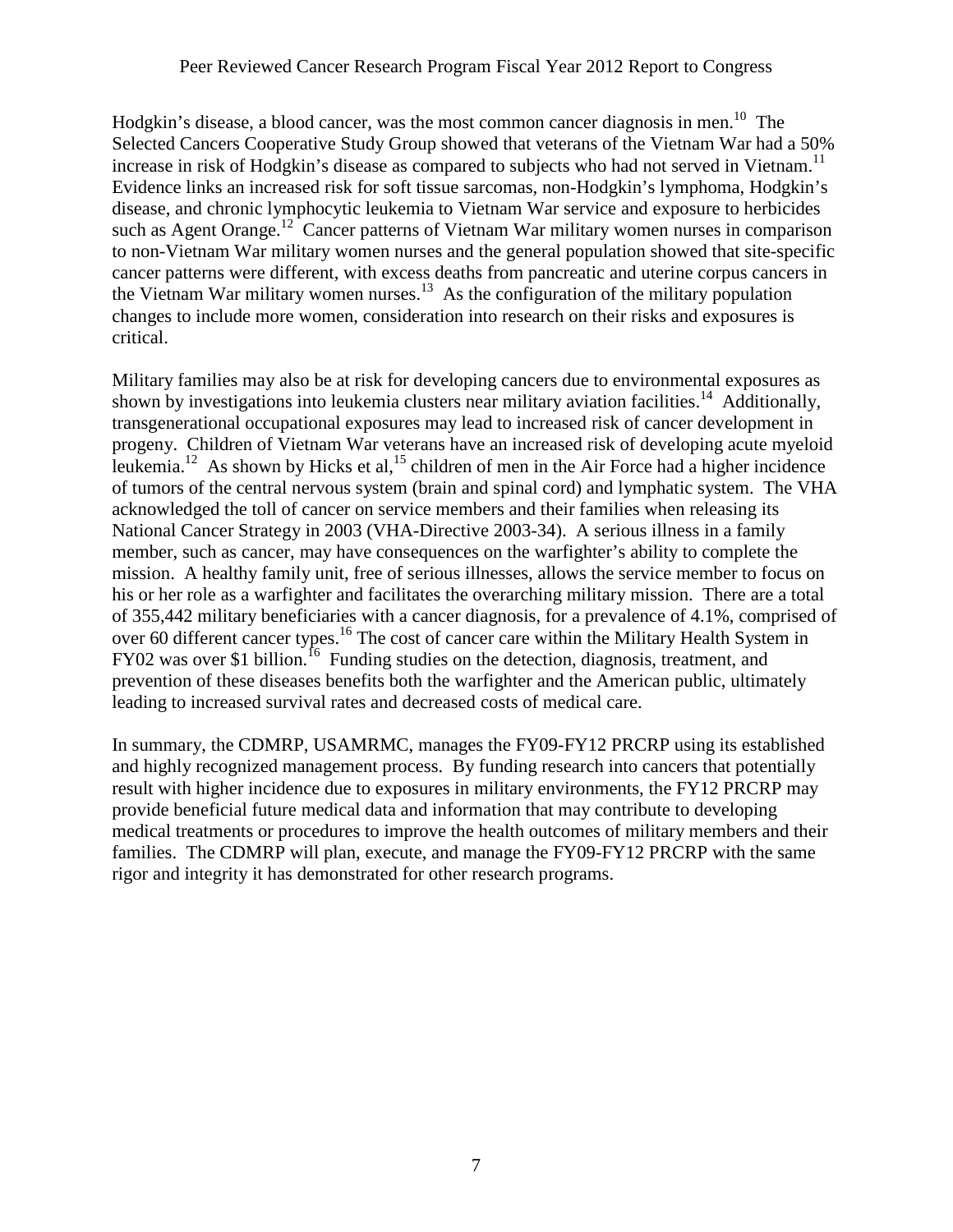Hodgkin's disease, a blood cancer, was the most common cancer diagnosis in men.[10] The Selected Cancers Cooperative Study Group showed that veterans of the Vietnam War had a 50% increase in risk of Hodgkin's disease as compared to subjects who had not served in Vietnam.[11] Evidence links an increased risk for soft tissue sarcomas, non-Hodgkin's lymphoma, Hodgkin's disease, and chronic lymphocytic leukemia to Vietnam War service and exposure to herbicides such as Agent Orange.[12] Cancer patterns of Vietnam War military women nurses in comparison to non-Vietnam War military women nurses and the general population showed that site-specific cancer patterns were different, with excess deaths from pancreatic and uterine corpus cancers in the Vietnam War military women nurses.[13] As the configuration of the military population changes to include more women, consideration into research on their risks and exposures is critical.

Military families may also be at risk for developing cancers due to environmental exposures as shown by investigations into leukemia clusters near military aviation facilities.[14] Additionally, transgenerational occupational exposures may lead to increased risk of cancer development in progeny. Children of Vietnam War veterans have an increased risk of developing acute myeloid leukemia.[12] As shown by Hicks et al,[15] children of men in the Air Force had a higher incidence of tumors of the central nervous system (brain and spinal cord) and lymphatic system. The VHA acknowledged the toll of cancer on service members and their families when releasing its National Cancer Strategy in 2003 (VHA-Directive 2003-34). A serious illness in a family member, such as cancer, may have consequences on the warfighter's ability to complete the mission. A healthy family unit, free of serious illnesses, allows the service member to focus on his or her role as a warfighter and facilitates the overarching military mission. There are a total of 355,442 military beneficiaries with a cancer diagnosis, for a prevalence of 4.1%, comprised of over 60 different cancer types.[16] The cost of cancer care within the Military Health System in FY02 was over $1 billion.[16] Funding studies on the detection, diagnosis, treatment, and prevention of these diseases benefits both the warfighter and the American public, ultimately leading to increased survival rates and decreased costs of medical care.

In summary, the CDMRP, USAMRMC, manages the FY09-FY12 PRCRP using its established and highly recognized management process. By funding research into cancers that potentially result with higher incidence due to exposures in military environments, the FY12 PRCRP may provide beneficial future medical data and information that may contribute to developing medical treatments or procedures to improve the health outcomes of military members and their families. The CDMRP will plan, execute, and manage the FY09-FY12 PRCRP with the same rigor and integrity it has demonstrated for other research programs.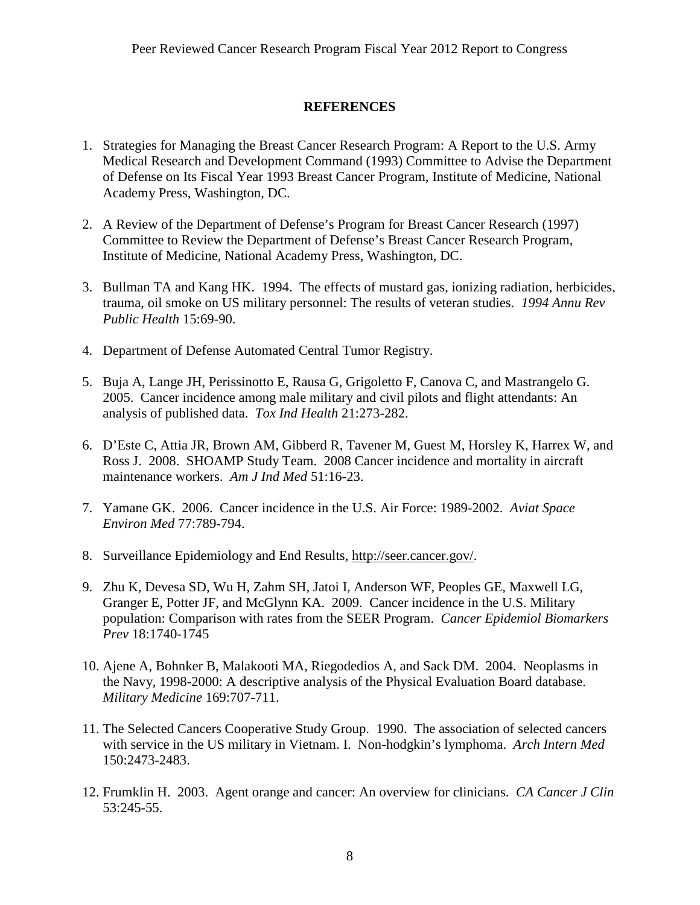## REFERENCES

1. Strategies for Managing the Breast Cancer Research Program: A Report to the U.S. Army Medical Research and Development Command (1993) Committee to Advise the Department of Defense on Its Fiscal Year 1993 Breast Cancer Program, Institute of Medicine, National Academy Press, Washington, DC.

2. A Review of the Department of Defense's Program for Breast Cancer Research (1997) Committee to Review the Department of Defense's Breast Cancer Research Program, Institute of Medicine, National Academy Press, Washington, DC.

3. Bullman TA and Kang HK. 1994. The effects of mustard gas, ionizing radiation, herbicides, trauma, oil smoke on US military personnel: The results of veteran studies. *1994 Annu Rev Public Health* 15:69-90.

4. Department of Defense Automated Central Tumor Registry.

5. Buja A, Lange JH, Perissinotto E, Rausa G, Grigoletto F, Canova C, and Mastrangelo G. 2005. Cancer incidence among male military and civil pilots and flight attendants: An analysis of published data. *Tox Ind Health* 21:273-282.

6. D'Este C, Attia JR, Brown AM, Gibberd R, Tavener M, Guest M, Horsley K, Harrex W, and Ross J. 2008. SHOAMP Study Team. 2008 Cancer incidence and mortality in aircraft maintenance workers. *Am J Ind Med* 51:16-23.

7. Yamane GK. 2006. Cancer incidence in the U.S. Air Force: 1989-2002. *Aviat Space Environ Med* 77:789-794.

8. Surveillance Epidemiology and End Results, http://seer.cancer.gov/.

9. Zhu K, Devesa SD, Wu H, Zahm SH, Jatoi I, Anderson WF, Peoples GE, Maxwell LG, Granger E, Potter JF, and McGlynn KA. 2009. Cancer incidence in the U.S. Military population: Comparison with rates from the SEER Program. *Cancer Epidemiol Biomarkers Prev* 18:1740-1745

10. Ajene A, Bohnker B, Malakooti MA, Riegodedios A, and Sack DM. 2004. Neoplasms in the Navy, 1998-2000: A descriptive analysis of the Physical Evaluation Board database. *Military Medicine* 169:707-711.

11. The Selected Cancers Cooperative Study Group. 1990. The association of selected cancers with service in the US military in Vietnam. I. Non-hodgkin's lymphoma. *Arch Intern Med* 150:2473-2483.

12. Frumklin H. 2003. Agent orange and cancer: An overview for clinicians. *CA Cancer J Clin* 53:245-55.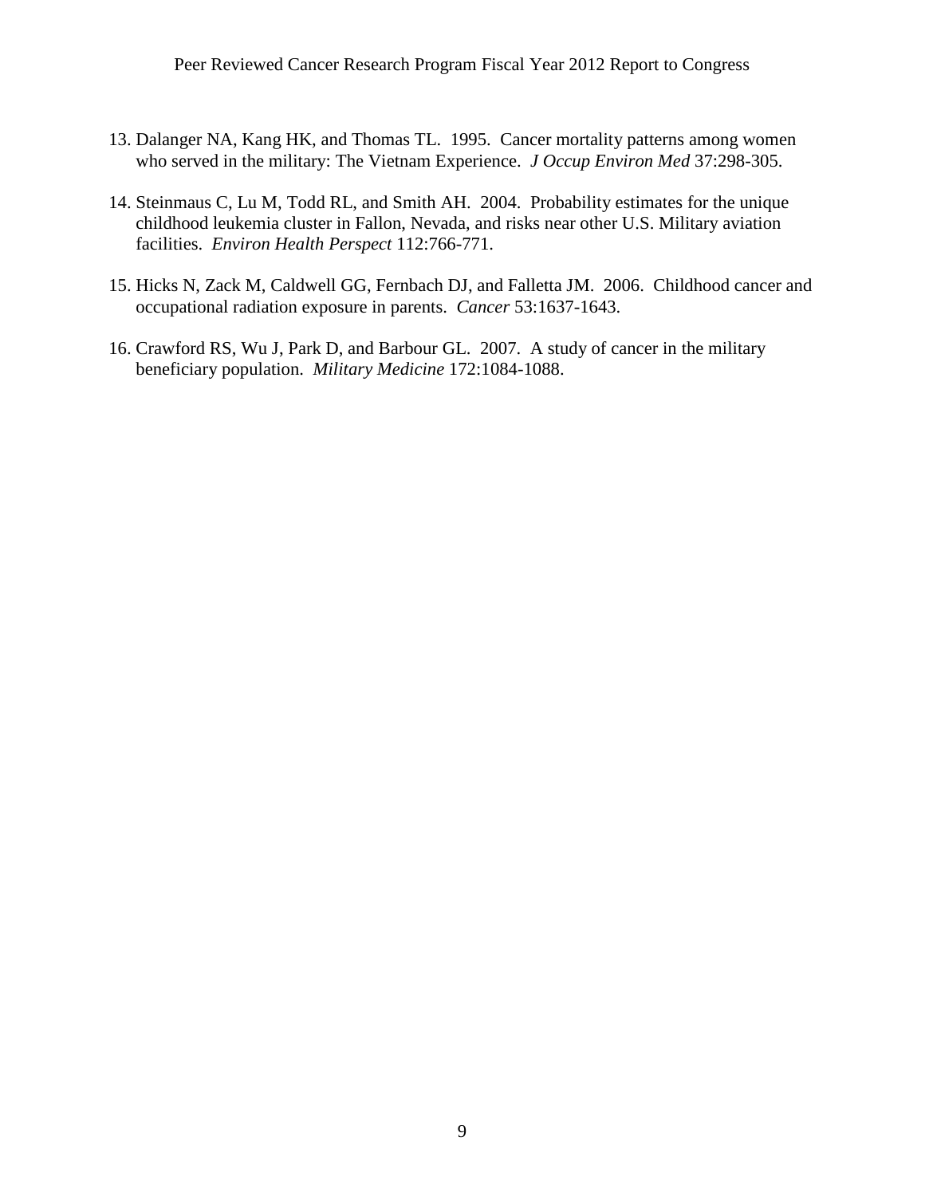13. Dalanger NA, Kang HK, and Thomas TL. 1995. Cancer mortality patterns among women who served in the military: The Vietnam Experience. *J Occup Environ Med* 37:298-305.

14. Steinmaus C, Lu M, Todd RL, and Smith AH. 2004. Probability estimates for the unique childhood leukemia cluster in Fallon, Nevada, and risks near other U.S. Military aviation facilities. *Environ Health Perspect* 112:766-771.

15. Hicks N, Zack M, Caldwell GG, Fernbach DJ, and Falletta JM. 2006. Childhood cancer and occupational radiation exposure in parents. *Cancer* 53:1637-1643.

16. Crawford RS, Wu J, Park D, and Barbour GL. 2007. A study of cancer in the military beneficiary population. *Military Medicine* 172:1084-1088.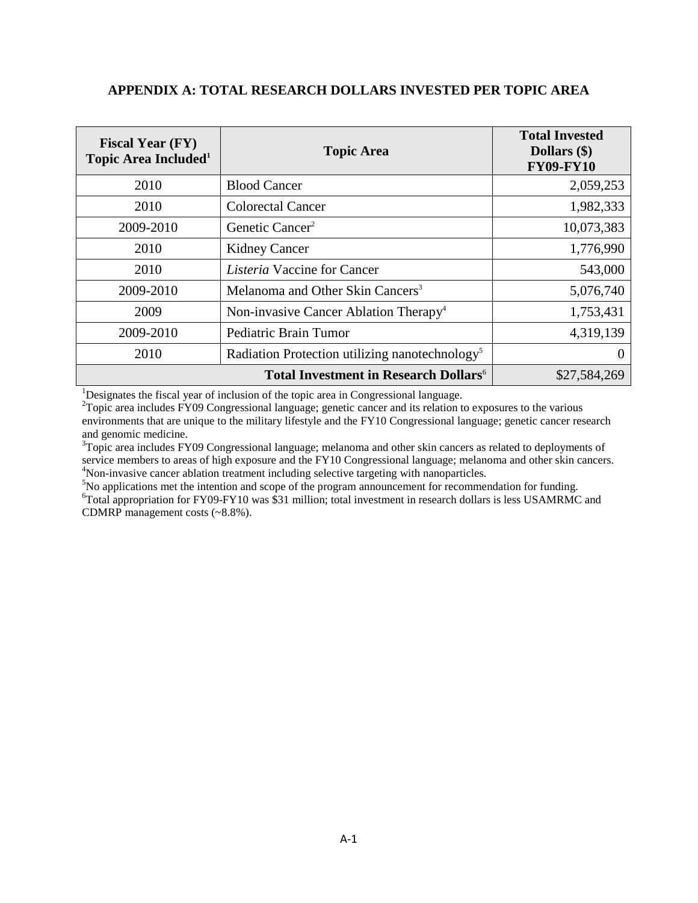## APPENDIX A: TOTAL RESEARCH DOLLARS INVESTED PER TOPIC AREA

| Fiscal Year (FY) Topic Area Included[1] | Topic Area | Total Invested Dollars ($) FY09-FY10 |
|---|---|---|
| 2010 | Blood Cancer | 2,059,253 |
| 2010 | Colorectal Cancer | 1,982,333 |
| 2009-2010 | Genetic Cancer[2] | 10,073,383 |
| 2010 | Kidney Cancer | 1,776,990 |
| 2010 | *Listeria* Vaccine for Cancer | 543,000 |
| 2009-2010 | Melanoma and Other Skin Cancers[3] | 5,076,740 |
| 2009 | Non-invasive Cancer Ablation Therapy[4] | 1,753,431 |
| 2009-2010 | Pediatric Brain Tumor | 4,319,139 |
| 2010 | Radiation Protection utilizing nanotechnology[5] | 0 |
| | **Total Investment in Research Dollars**[6] | $27,584,269 |

[1]Designates the fiscal year of inclusion of the topic area in Congressional language.
[2]Topic area includes FY09 Congressional language; genetic cancer and its relation to exposures to the various environments that are unique to the military lifestyle and the FY10 Congressional language; genetic cancer research and genomic medicine.
[3]Topic area includes FY09 Congressional language; melanoma and other skin cancers as related to deployments of service members to areas of high exposure and the FY10 Congressional language; melanoma and other skin cancers.
[4]Non-invasive cancer ablation treatment including selective targeting with nanoparticles.
[5]No applications met the intention and scope of the program announcement for recommendation for funding.
[6]Total appropriation for FY09-FY10 was $31 million; total investment in research dollars is less USAMRMC and CDMRP management costs (~8.8%).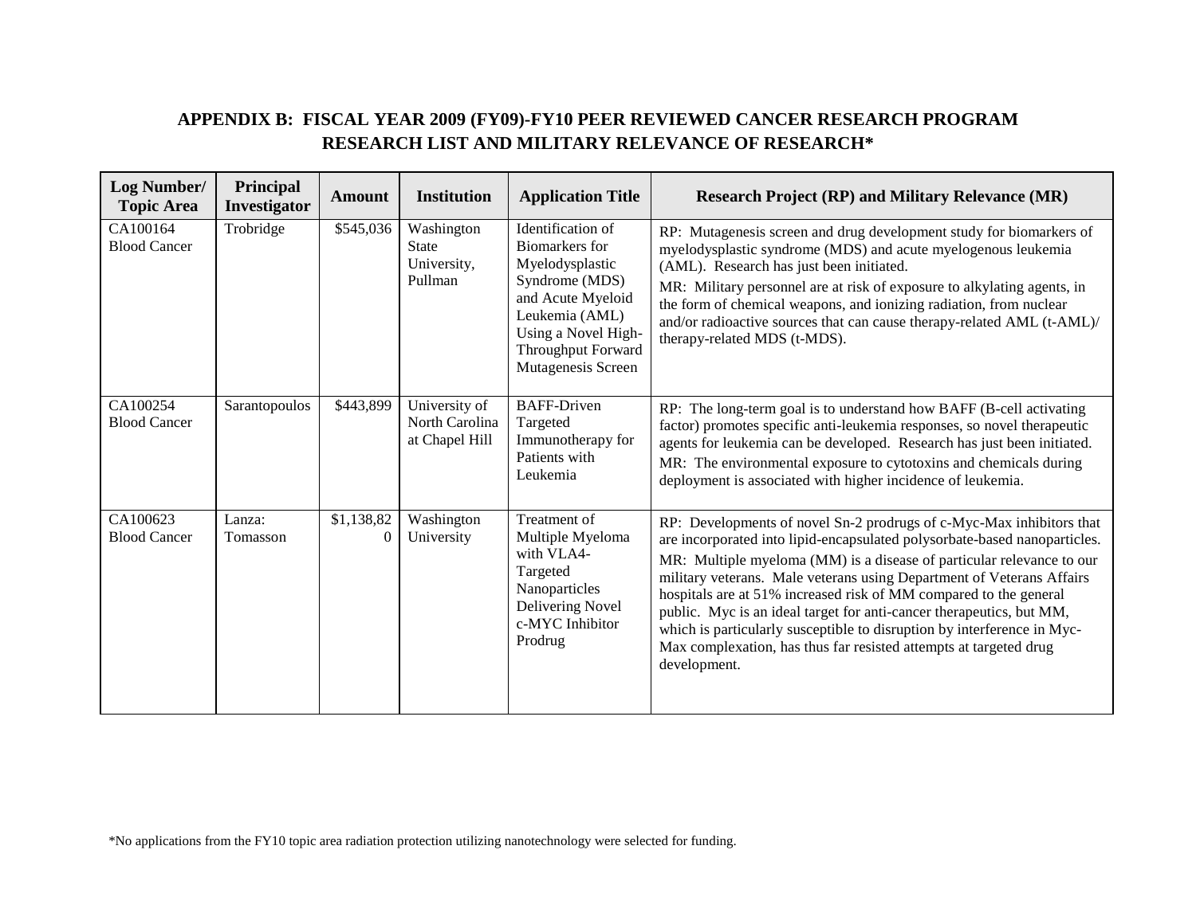## APPENDIX B: FISCAL YEAR 2009 (FY09)-FY10 PEER REVIEWED CANCER RESEARCH PROGRAM RESEARCH LIST AND MILITARY RELEVANCE OF RESEARCH*

| Log Number/ Topic Area | Principal Investigator | Amount | Institution | Application Title | Research Project (RP) and Military Relevance (MR) |
|---|---|---|---|---|---|
| CA100164 Blood Cancer | Trobridge | $545,036 | Washington State University, Pullman | Identification of Biomarkers for Myelodysplastic Syndrome (MDS) and Acute Myeloid Leukemia (AML) Using a Novel High-Throughput Forward Mutagenesis Screen | RP: Mutagenesis screen and drug development study for biomarkers of myelodysplastic syndrome (MDS) and acute myelogenous leukemia (AML). Research has just been initiated.<br>MR: Military personnel are at risk of exposure to alkylating agents, in the form of chemical weapons, and ionizing radiation, from nuclear and/or radioactive sources that can cause therapy-related AML (t-AML)/ therapy-related MDS (t-MDS). |
| CA100254 Blood Cancer | Sarantopoulos | $443,899 | University of North Carolina at Chapel Hill | BAFF-Driven Targeted Immunotherapy for Patients with Leukemia | RP: The long-term goal is to understand how BAFF (B-cell activating factor) promotes specific anti-leukemia responses, so novel therapeutic agents for leukemia can be developed. Research has just been initiated.<br>MR: The environmental exposure to cytotoxins and chemicals during deployment is associated with higher incidence of leukemia. |
| CA100623 Blood Cancer | Lanza: Tomasson | $1,138,820 | Washington University | Treatment of Multiple Myeloma with VLA4-Targeted Nanoparticles Delivering Novel c-MYC Inhibitor Prodrug | RP: Developments of novel Sn-2 prodrugs of c-Myc-Max inhibitors that are incorporated into lipid-encapsulated polysorbate-based nanoparticles.<br>MR: Multiple myeloma (MM) is a disease of particular relevance to our military veterans. Male veterans using Department of Veterans Affairs hospitals are at 51% increased risk of MM compared to the general public. Myc is an ideal target for anti-cancer therapeutics, but MM, which is particularly susceptible to disruption by interference in Myc-Max complexation, has thus far resisted attempts at targeted drug development. |

*No applications from the FY10 topic area radiation protection utilizing nanotechnology were selected for funding.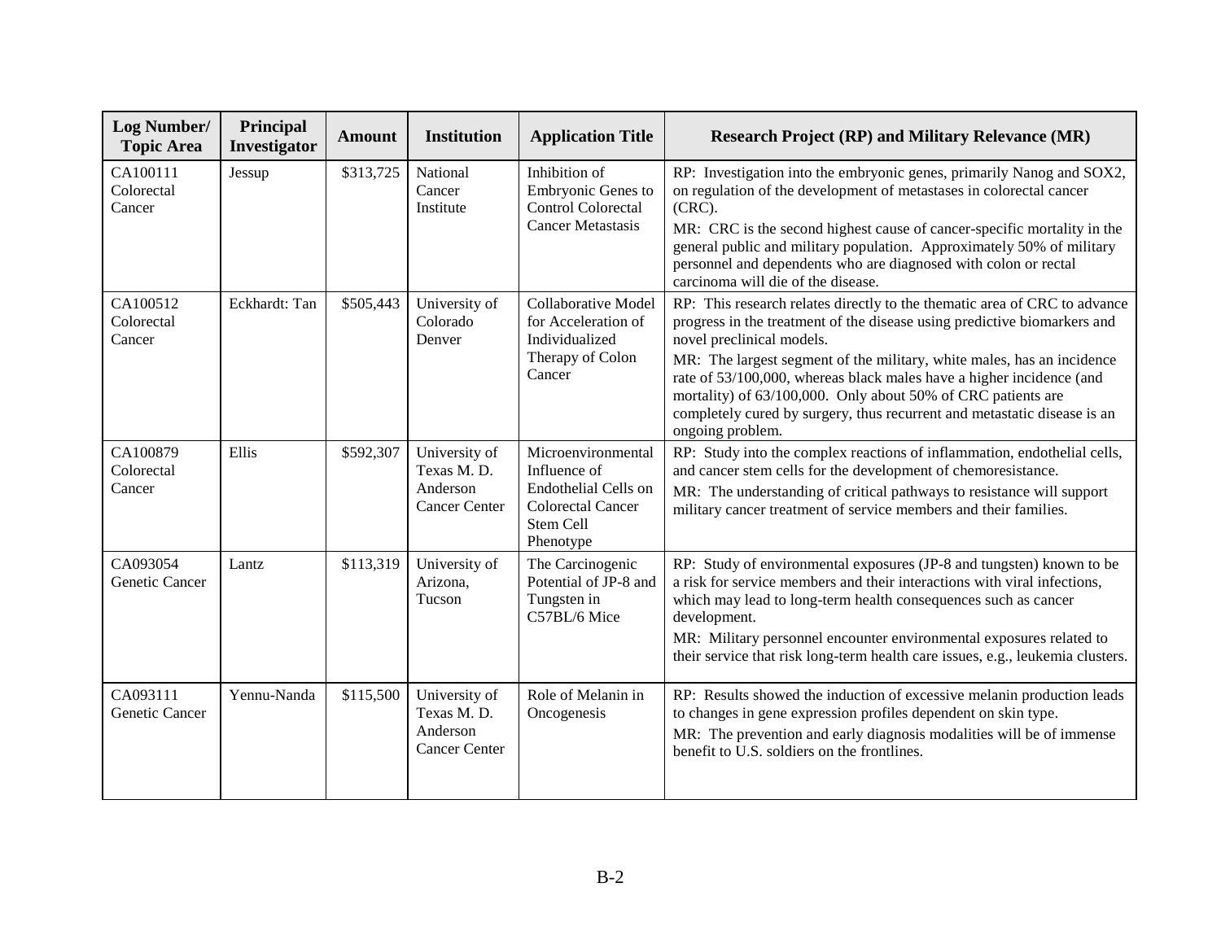| Log Number/ Topic Area | Principal Investigator | Amount | Institution | Application Title | Research Project (RP) and Military Relevance (MR) |
|---|---|---|---|---|---|
| CA100111 Colorectal Cancer | Jessup | $313,725 | National Cancer Institute | Inhibition of Embryonic Genes to Control Colorectal Cancer Metastasis | RP: Investigation into the embryonic genes, primarily Nanog and SOX2, on regulation of the development of metastases in colorectal cancer (CRC). MR: CRC is the second highest cause of cancer-specific mortality in the general public and military population. Approximately 50% of military personnel and dependents who are diagnosed with colon or rectal carcinoma will die of the disease. |
| CA100512 Colorectal Cancer | Eckhardt: Tan | $505,443 | University of Colorado Denver | Collaborative Model for Acceleration of Individualized Therapy of Colon Cancer | RP: This research relates directly to the thematic area of CRC to advance progress in the treatment of the disease using predictive biomarkers and novel preclinical models. MR: The largest segment of the military, white males, has an incidence rate of 53/100,000, whereas black males have a higher incidence (and mortality) of 63/100,000. Only about 50% of CRC patients are completely cured by surgery, thus recurrent and metastatic disease is an ongoing problem. |
| CA100879 Colorectal Cancer | Ellis | $592,307 | University of Texas M. D. Anderson Cancer Center | Microenvironmental Influence of Endothelial Cells on Colorectal Cancer Stem Cell Phenotype | RP: Study into the complex reactions of inflammation, endothelial cells, and cancer stem cells for the development of chemoresistance. MR: The understanding of critical pathways to resistance will support military cancer treatment of service members and their families. |
| CA093054 Genetic Cancer | Lantz | $113,319 | University of Arizona, Tucson | The Carcinogenic Potential of JP-8 and Tungsten in C57BL/6 Mice | RP: Study of environmental exposures (JP-8 and tungsten) known to be a risk for service members and their interactions with viral infections, which may lead to long-term health consequences such as cancer development. MR: Military personnel encounter environmental exposures related to their service that risk long-term health care issues, e.g., leukemia clusters. |
| CA093111 Genetic Cancer | Yennu-Nanda | $115,500 | University of Texas M. D. Anderson Cancer Center | Role of Melanin in Oncogenesis | RP: Results showed the induction of excessive melanin production leads to changes in gene expression profiles dependent on skin type. MR: The prevention and early diagnosis modalities will be of immense benefit to U.S. soldiers on the frontlines. |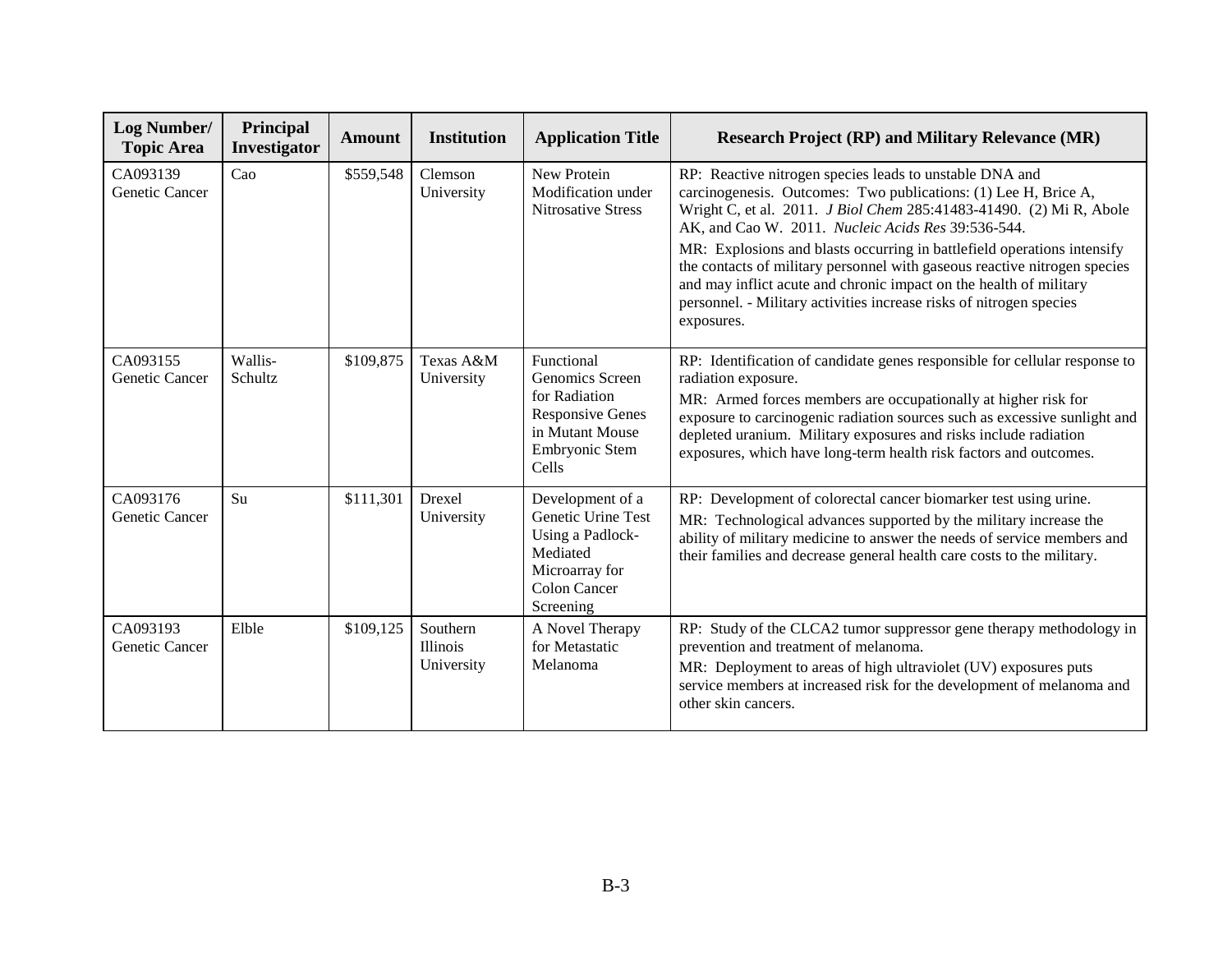| Log Number/ Topic Area | Principal Investigator | Amount | Institution | Application Title | Research Project (RP) and Military Relevance (MR) |
|---|---|---|---|---|---|
| CA093139 Genetic Cancer | Cao | $559,548 | Clemson University | New Protein Modification under Nitrosative Stress | RP: Reactive nitrogen species leads to unstable DNA and carcinogenesis. Outcomes: Two publications: (1) Lee H, Brice A, Wright C, et al. 2011. *J Biol Chem* 285:41483-41490. (2) Mi R, Abole AK, and Cao W. 2011. *Nucleic Acids Res* 39:536-544. MR: Explosions and blasts occurring in battlefield operations intensify the contacts of military personnel with gaseous reactive nitrogen species and may inflict acute and chronic impact on the health of military personnel. - Military activities increase risks of nitrogen species exposures. |
| CA093155 Genetic Cancer | Wallis-Schultz | $109,875 | Texas A&M University | Functional Genomics Screen for Radiation Responsive Genes in Mutant Mouse Embryonic Stem Cells | RP: Identification of candidate genes responsible for cellular response to radiation exposure. MR: Armed forces members are occupationally at higher risk for exposure to carcinogenic radiation sources such as excessive sunlight and depleted uranium. Military exposures and risks include radiation exposures, which have long-term health risk factors and outcomes. |
| CA093176 Genetic Cancer | Su | $111,301 | Drexel University | Development of a Genetic Urine Test Using a Padlock-Mediated Microarray for Colon Cancer Screening | RP: Development of colorectal cancer biomarker test using urine. MR: Technological advances supported by the military increase the ability of military medicine to answer the needs of service members and their families and decrease general health care costs to the military. |
| CA093193 Genetic Cancer | Elble | $109,125 | Southern Illinois University | A Novel Therapy for Metastatic Melanoma | RP: Study of the CLCA2 tumor suppressor gene therapy methodology in prevention and treatment of melanoma. MR: Deployment to areas of high ultraviolet (UV) exposures puts service members at increased risk for the development of melanoma and other skin cancers. |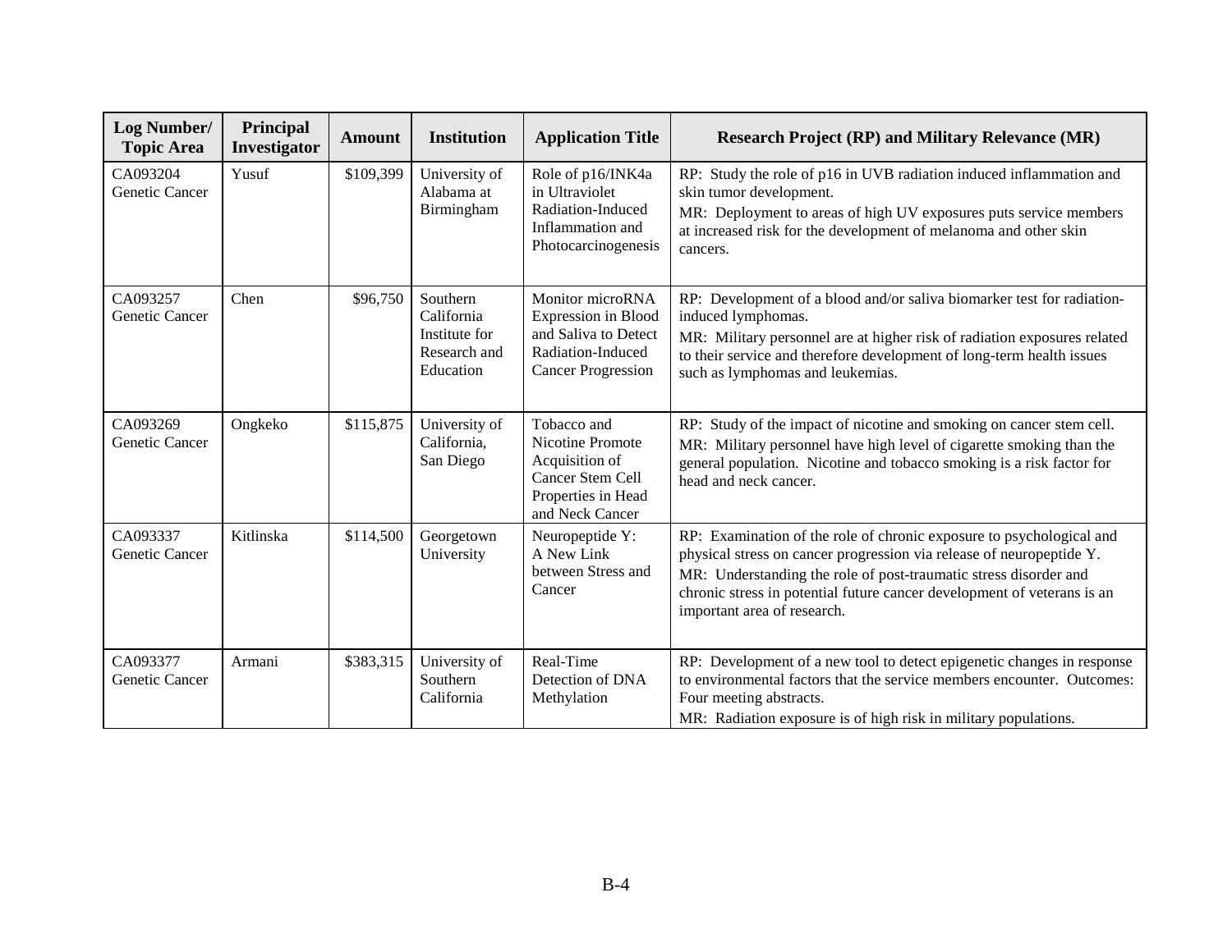| Log Number/ Topic Area | Principal Investigator | Amount | Institution | Application Title | Research Project (RP) and Military Relevance (MR) |
|---|---|---|---|---|---|
| CA093204 Genetic Cancer | Yusuf | $109,399 | University of Alabama at Birmingham | Role of p16/INK4a in Ultraviolet Radiation-Induced Inflammation and Photocarcinogenesis | RP: Study the role of p16 in UVB radiation induced inflammation and skin tumor development. MR: Deployment to areas of high UV exposures puts service members at increased risk for the development of melanoma and other skin cancers. |
| CA093257 Genetic Cancer | Chen | $96,750 | Southern California Institute for Research and Education | Monitor microRNA Expression in Blood and Saliva to Detect Radiation-Induced Cancer Progression | RP: Development of a blood and/or saliva biomarker test for radiation-induced lymphomas. MR: Military personnel are at higher risk of radiation exposures related to their service and therefore development of long-term health issues such as lymphomas and leukemias. |
| CA093269 Genetic Cancer | Ongkeko | $115,875 | University of California, San Diego | Tobacco and Nicotine Promote Acquisition of Cancer Stem Cell Properties in Head and Neck Cancer | RP: Study of the impact of nicotine and smoking on cancer stem cell. MR: Military personnel have high level of cigarette smoking than the general population. Nicotine and tobacco smoking is a risk factor for head and neck cancer. |
| CA093337 Genetic Cancer | Kitlinska | $114,500 | Georgetown University | Neuropeptide Y: A New Link between Stress and Cancer | RP: Examination of the role of chronic exposure to psychological and physical stress on cancer progression via release of neuropeptide Y. MR: Understanding the role of post-traumatic stress disorder and chronic stress in potential future cancer development of veterans is an important area of research. |
| CA093377 Genetic Cancer | Armani | $383,315 | University of Southern California | Real-Time Detection of DNA Methylation | RP: Development of a new tool to detect epigenetic changes in response to environmental factors that the service members encounter. Outcomes: Four meeting abstracts. MR: Radiation exposure is of high risk in military populations. |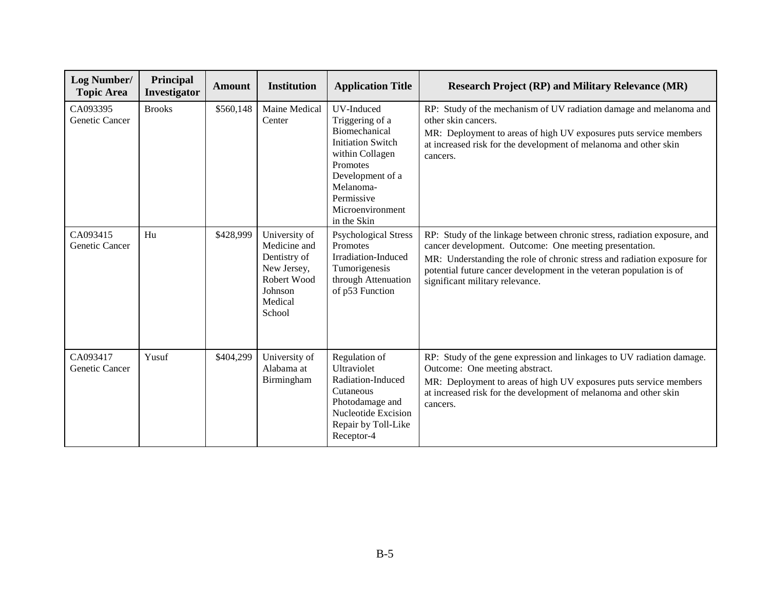| Log Number/ Topic Area | Principal Investigator | Amount | Institution | Application Title | Research Project (RP) and Military Relevance (MR) |
|---|---|---|---|---|---|
| CA093395 Genetic Cancer | Brooks | $560,148 | Maine Medical Center | UV-Induced Triggering of a Biomechanical Initiation Switch within Collagen Promotes Development of a Melanoma-Permissive Microenvironment in the Skin | RP: Study of the mechanism of UV radiation damage and melanoma and other skin cancers.<br>MR: Deployment to areas of high UV exposures puts service members at increased risk for the development of melanoma and other skin cancers. |
| CA093415 Genetic Cancer | Hu | $428,999 | University of Medicine and Dentistry of New Jersey, Robert Wood Johnson Medical School | Psychological Stress Promotes Irradiation-Induced Tumorigenesis through Attenuation of p53 Function | RP: Study of the linkage between chronic stress, radiation exposure, and cancer development. Outcome: One meeting presentation.<br>MR: Understanding the role of chronic stress and radiation exposure for potential future cancer development in the veteran population is of significant military relevance. |
| CA093417 Genetic Cancer | Yusuf | $404,299 | University of Alabama at Birmingham | Regulation of Ultraviolet Radiation-Induced Cutaneous Photodamage and Nucleotide Excision Repair by Toll-Like Receptor-4 | RP: Study of the gene expression and linkages to UV radiation damage. Outcome: One meeting abstract.<br>MR: Deployment to areas of high UV exposures puts service members at increased risk for the development of melanoma and other skin cancers. |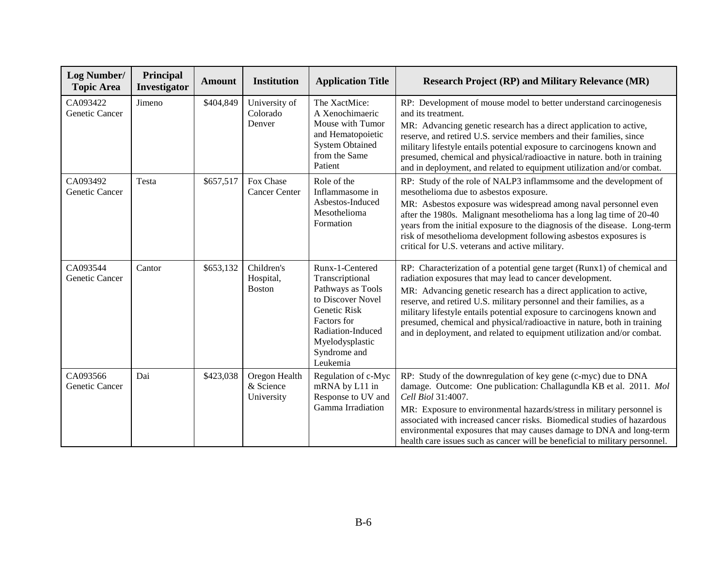| Log Number/ Topic Area | Principal Investigator | Amount | Institution | Application Title | Research Project (RP) and Military Relevance (MR) |
|---|---|---|---|---|---|
| CA093422 Genetic Cancer | Jimeno | $404,849 | University of Colorado Denver | The XactMice: A Xenochimaeric Mouse with Tumor and Hematopoietic System Obtained from the Same Patient | RP: Development of mouse model to better understand carcinogenesis and its treatment.<br>MR: Advancing genetic research has a direct application to active, reserve, and retired U.S. service members and their families, since military lifestyle entails potential exposure to carcinogens known and presumed, chemical and physical/radioactive in nature. both in training and in deployment, and related to equipment utilization and/or combat. |
| CA093492 Genetic Cancer | Testa | $657,517 | Fox Chase Cancer Center | Role of the Inflammasome in Asbestos-Induced Mesothelioma Formation | RP: Study of the role of NALP3 inflammsome and the development of mesothelioma due to asbestos exposure.<br>MR: Asbestos exposure was widespread among naval personnel even after the 1980s. Malignant mesothelioma has a long lag time of 20-40 years from the initial exposure to the diagnosis of the disease. Long-term risk of mesothelioma development following asbestos exposures is critical for U.S. veterans and active military. |
| CA093544 Genetic Cancer | Cantor | $653,132 | Children's Hospital, Boston | Runx-1-Centered Transcriptional Pathways as Tools to Discover Novel Genetic Risk Factors for Radiation-Induced Myelodysplastic Syndrome and Leukemia | RP: Characterization of a potential gene target (Runx1) of chemical and radiation exposures that may lead to cancer development.<br>MR: Advancing genetic research has a direct application to active, reserve, and retired U.S. military personnel and their families, as a military lifestyle entails potential exposure to carcinogens known and presumed, chemical and physical/radioactive in nature, both in training and in deployment, and related to equipment utilization and/or combat. |
| CA093566 Genetic Cancer | Dai | $423,038 | Oregon Health & Science University | Regulation of c-Myc mRNA by L11 in Response to UV and Gamma Irradiation | RP: Study of the downregulation of key gene (c-myc) due to DNA damage. Outcome: One publication: Challagundla KB et al. 2011. *Mol Cell Biol* 31:4007.<br>MR: Exposure to environmental hazards/stress in military personnel is associated with increased cancer risks. Biomedical studies of hazardous environmental exposures that may causes damage to DNA and long-term health care issues such as cancer will be beneficial to military personnel. |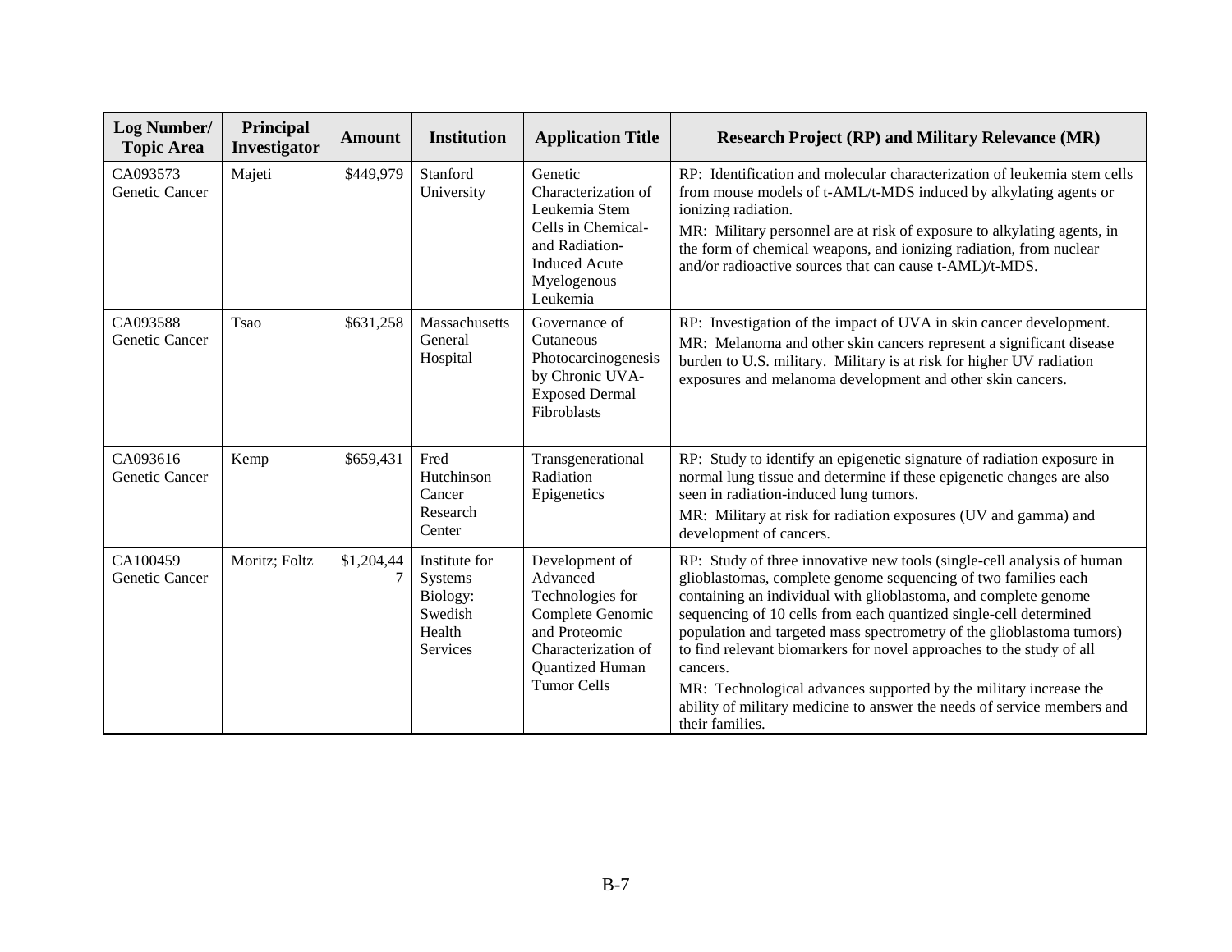| Log Number/ Topic Area | Principal Investigator | Amount | Institution | Application Title | Research Project (RP) and Military Relevance (MR) |
| --- | --- | --- | --- | --- | --- |
| CA093573 Genetic Cancer | Majeti | $449,979 | Stanford University | Genetic Characterization of Leukemia Stem Cells in Chemical- and Radiation-Induced Acute Myelogenous Leukemia | RP: Identification and molecular characterization of leukemia stem cells from mouse models of t-AML/t-MDS induced by alkylating agents or ionizing radiation.<br>MR: Military personnel are at risk of exposure to alkylating agents, in the form of chemical weapons, and ionizing radiation, from nuclear and/or radioactive sources that can cause t-AML)/t-MDS. |
| CA093588 Genetic Cancer | Tsao | $631,258 | Massachusetts General Hospital | Governance of Cutaneous Photocarcinogenesis by Chronic UVA-Exposed Dermal Fibroblasts | RP: Investigation of the impact of UVA in skin cancer development.<br>MR: Melanoma and other skin cancers represent a significant disease burden to U.S. military. Military is at risk for higher UV radiation exposures and melanoma development and other skin cancers. |
| CA093616 Genetic Cancer | Kemp | $659,431 | Fred Hutchinson Cancer Research Center | Transgenerational Radiation Epigenetics | RP: Study to identify an epigenetic signature of radiation exposure in normal lung tissue and determine if these epigenetic changes are also seen in radiation-induced lung tumors.<br>MR: Military at risk for radiation exposures (UV and gamma) and development of cancers. |
| CA100459 Genetic Cancer | Moritz; Foltz | $1,204,447 | Institute for Systems Biology: Swedish Health Services | Development of Advanced Technologies for Complete Genomic and Proteomic Characterization of Quantized Human Tumor Cells | RP: Study of three innovative new tools (single-cell analysis of human glioblastomas, complete genome sequencing of two families each containing an individual with glioblastoma, and complete genome sequencing of 10 cells from each quantized single-cell determined population and targeted mass spectrometry of the glioblastoma tumors) to find relevant biomarkers for novel approaches to the study of all cancers.<br>MR: Technological advances supported by the military increase the ability of military medicine to answer the needs of service members and their families. |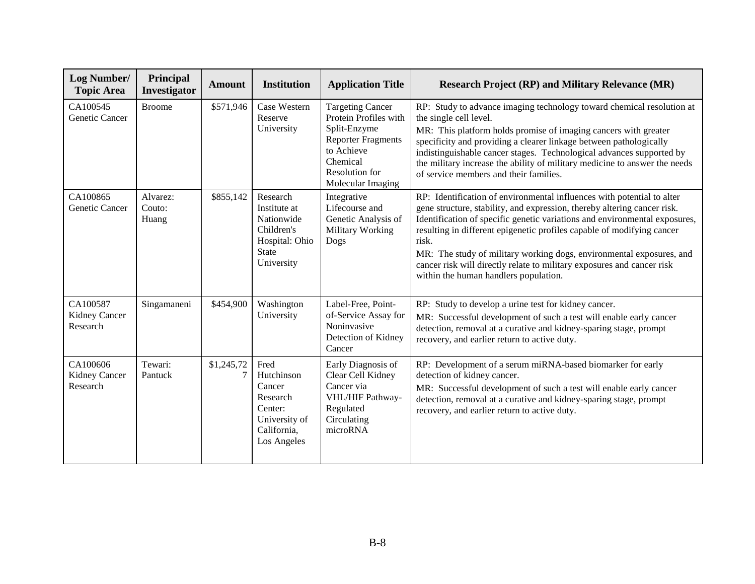| Log Number/ Topic Area | Principal Investigator | Amount | Institution | Application Title | Research Project (RP) and Military Relevance (MR) |
|---|---|---|---|---|---|
| CA100545 Genetic Cancer | Broome | $571,946 | Case Western Reserve University | Targeting Cancer Protein Profiles with Split-Enzyme Reporter Fragments to Achieve Chemical Resolution for Molecular Imaging | RP: Study to advance imaging technology toward chemical resolution at the single cell level.<br>MR: This platform holds promise of imaging cancers with greater specificity and providing a clearer linkage between pathologically indistinguishable cancer stages. Technological advances supported by the military increase the ability of military medicine to answer the needs of service members and their families. |
| CA100865 Genetic Cancer | Alvarez: Couto: Huang | $855,142 | Research Institute at Nationwide Children's Hospital: Ohio State University | Integrative Lifecourse and Genetic Analysis of Military Working Dogs | RP: Identification of environmental influences with potential to alter gene structure, stability, and expression, thereby altering cancer risk. Identification of specific genetic variations and environmental exposures, resulting in different epigenetic profiles capable of modifying cancer risk.<br>MR: The study of military working dogs, environmental exposures, and cancer risk will directly relate to military exposures and cancer risk within the human handlers population. |
| CA100587 Kidney Cancer Research | Singamaneni | $454,900 | Washington University | Label-Free, Point-of-Service Assay for Noninvasive Detection of Kidney Cancer | RP: Study to develop a urine test for kidney cancer.<br>MR: Successful development of such a test will enable early cancer detection, removal at a curative and kidney-sparing stage, prompt recovery, and earlier return to active duty. |
| CA100606 Kidney Cancer Research | Tewari: Pantuck | $1,245,727 | Fred Hutchinson Cancer Research Center: University of California, Los Angeles | Early Diagnosis of Clear Cell Kidney Cancer via VHL/HIF Pathway-Regulated Circulating microRNA | RP: Development of a serum miRNA-based biomarker for early detection of kidney cancer.<br>MR: Successful development of such a test will enable early cancer detection, removal at a curative and kidney-sparing stage, prompt recovery, and earlier return to active duty. |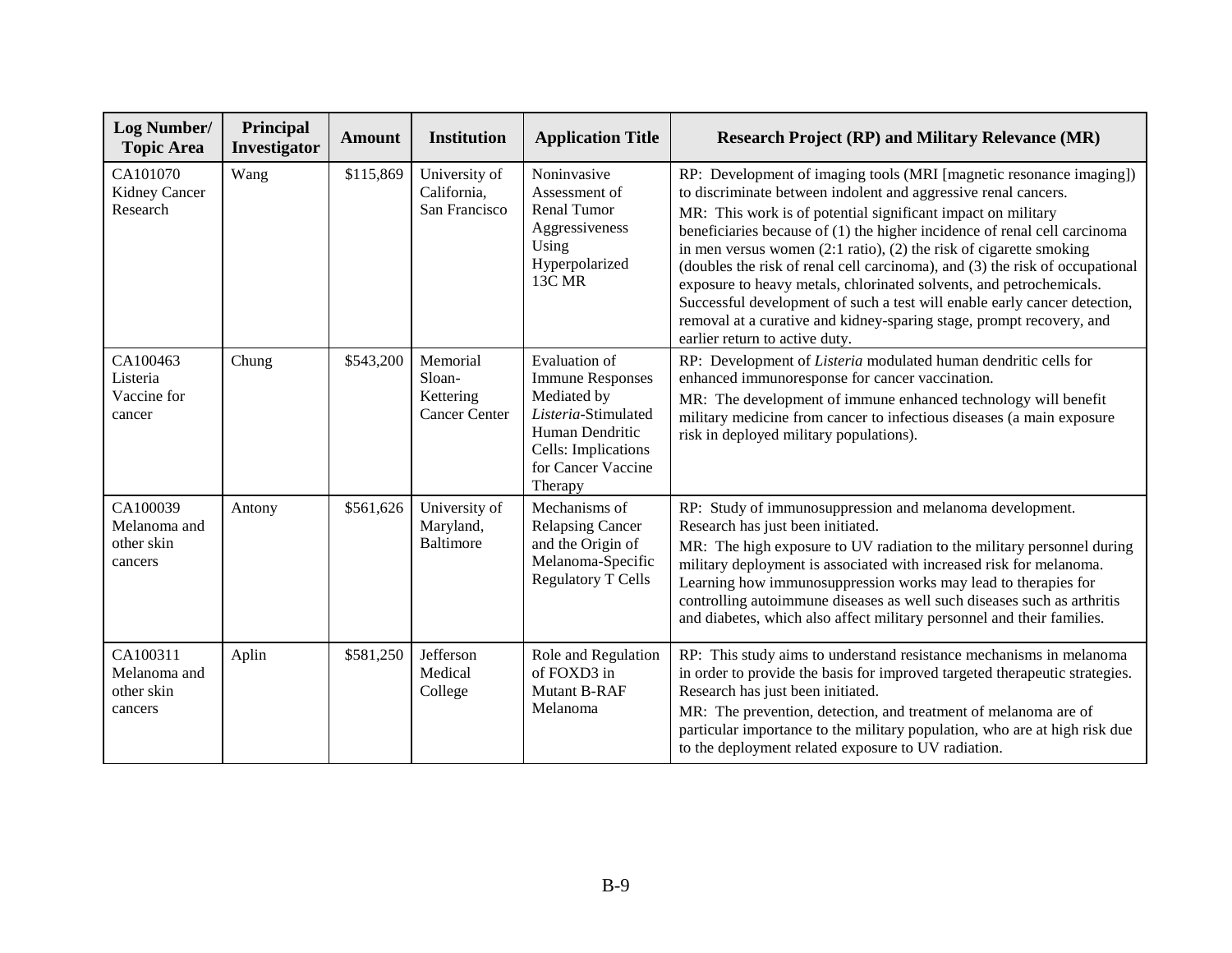| Log Number/ Topic Area | Principal Investigator | Amount | Institution | Application Title | Research Project (RP) and Military Relevance (MR) |
|---|---|---|---|---|---|
| CA101070 Kidney Cancer Research | Wang | \$115,869 | University of California, San Francisco | Noninvasive Assessment of Renal Tumor Aggressiveness Using Hyperpolarized 13C MR | RP: Development of imaging tools (MRI [magnetic resonance imaging]) to discriminate between indolent and aggressive renal cancers.<br>MR: This work is of potential significant impact on military beneficiaries because of (1) the higher incidence of renal cell carcinoma in men versus women (2:1 ratio), (2) the risk of cigarette smoking (doubles the risk of renal cell carcinoma), and (3) the risk of occupational exposure to heavy metals, chlorinated solvents, and petrochemicals. Successful development of such a test will enable early cancer detection, removal at a curative and kidney-sparing stage, prompt recovery, and earlier return to active duty. |
| CA100463 Listeria Vaccine for cancer | Chung | \$543,200 | Memorial Sloan-Kettering Cancer Center | Evaluation of Immune Responses Mediated by *Listeria*-Stimulated Human Dendritic Cells: Implications for Cancer Vaccine Therapy | RP: Development of *Listeria* modulated human dendritic cells for enhanced immunoresponse for cancer vaccination.<br>MR: The development of immune enhanced technology will benefit military medicine from cancer to infectious diseases (a main exposure risk in deployed military populations). |
| CA100039 Melanoma and other skin cancers | Antony | \$561,626 | University of Maryland, Baltimore | Mechanisms of Relapsing Cancer and the Origin of Melanoma-Specific Regulatory T Cells | RP: Study of immunosuppression and melanoma development. Research has just been initiated.<br>MR: The high exposure to UV radiation to the military personnel during military deployment is associated with increased risk for melanoma. Learning how immunosuppression works may lead to therapies for controlling autoimmune diseases as well such diseases such as arthritis and diabetes, which also affect military personnel and their families. |
| CA100311 Melanoma and other skin cancers | Aplin | \$581,250 | Jefferson Medical College | Role and Regulation of FOXD3 in Mutant B-RAF Melanoma | RP: This study aims to understand resistance mechanisms in melanoma in order to provide the basis for improved targeted therapeutic strategies. Research has just been initiated.<br>MR: The prevention, detection, and treatment of melanoma are of particular importance to the military population, who are at high risk due to the deployment related exposure to UV radiation. |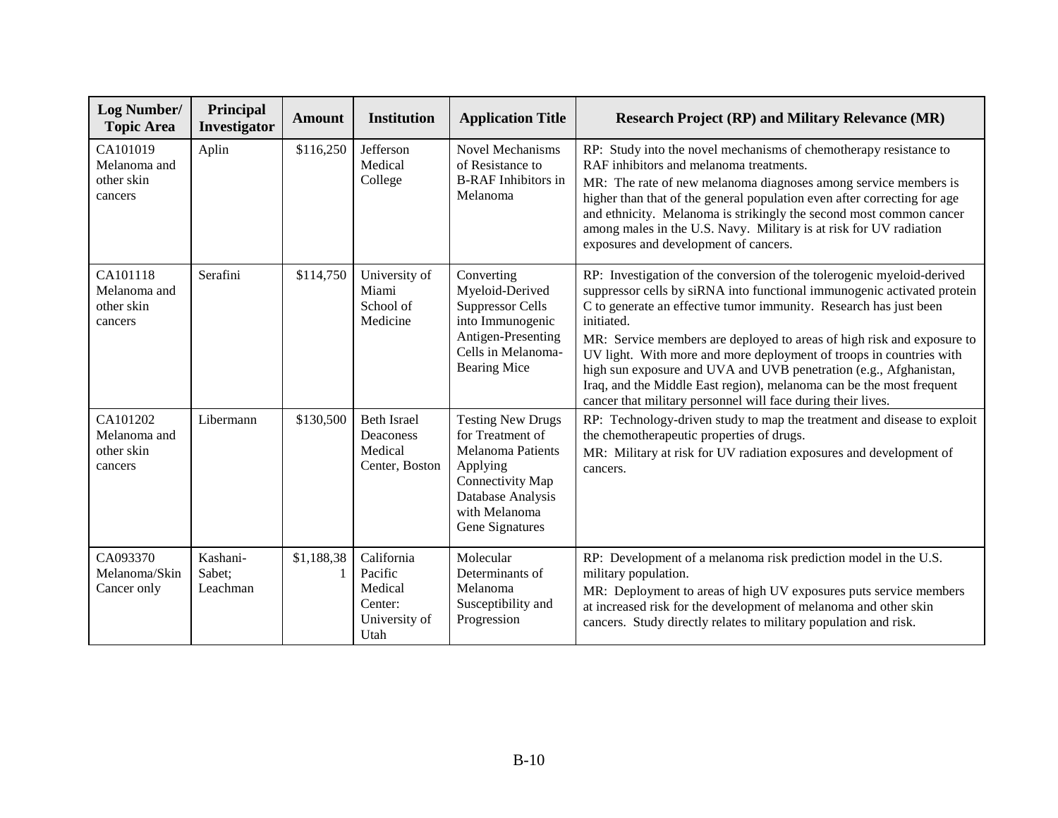| Log Number/ Topic Area | Principal Investigator | Amount | Institution | Application Title | Research Project (RP) and Military Relevance (MR) |
|---|---|---|---|---|---|
| CA101019 Melanoma and other skin cancers | Aplin | $116,250 | Jefferson Medical College | Novel Mechanisms of Resistance to B-RAF Inhibitors in Melanoma | RP: Study into the novel mechanisms of chemotherapy resistance to RAF inhibitors and melanoma treatments. MR: The rate of new melanoma diagnoses among service members is higher than that of the general population even after correcting for age and ethnicity. Melanoma is strikingly the second most common cancer among males in the U.S. Navy. Military is at risk for UV radiation exposures and development of cancers. |
| CA101118 Melanoma and other skin cancers | Serafini | $114,750 | University of Miami School of Medicine | Converting Myeloid-Derived Suppressor Cells into Immunogenic Antigen-Presenting Cells in Melanoma-Bearing Mice | RP: Investigation of the conversion of the tolerogenic myeloid-derived suppressor cells by siRNA into functional immunogenic activated protein C to generate an effective tumor immunity. Research has just been initiated. MR: Service members are deployed to areas of high risk and exposure to UV light. With more and more deployment of troops in countries with high sun exposure and UVA and UVB penetration (e.g., Afghanistan, Iraq, and the Middle East region), melanoma can be the most frequent cancer that military personnel will face during their lives. |
| CA101202 Melanoma and other skin cancers | Libermann | $130,500 | Beth Israel Deaconess Medical Center, Boston | Testing New Drugs for Treatment of Melanoma Patients Applying Connectivity Map Database Analysis with Melanoma Gene Signatures | RP: Technology-driven study to map the treatment and disease to exploit the chemotherapeutic properties of drugs. MR: Military at risk for UV radiation exposures and development of cancers. |
| CA093370 Melanoma/Skin Cancer only | Kashani-Sabet; Leachman | $1,188,381 | California Pacific Medical Center: University of Utah | Molecular Determinants of Melanoma Susceptibility and Progression | RP: Development of a melanoma risk prediction model in the U.S. military population. MR: Deployment to areas of high UV exposures puts service members at increased risk for the development of melanoma and other skin cancers. Study directly relates to military population and risk. |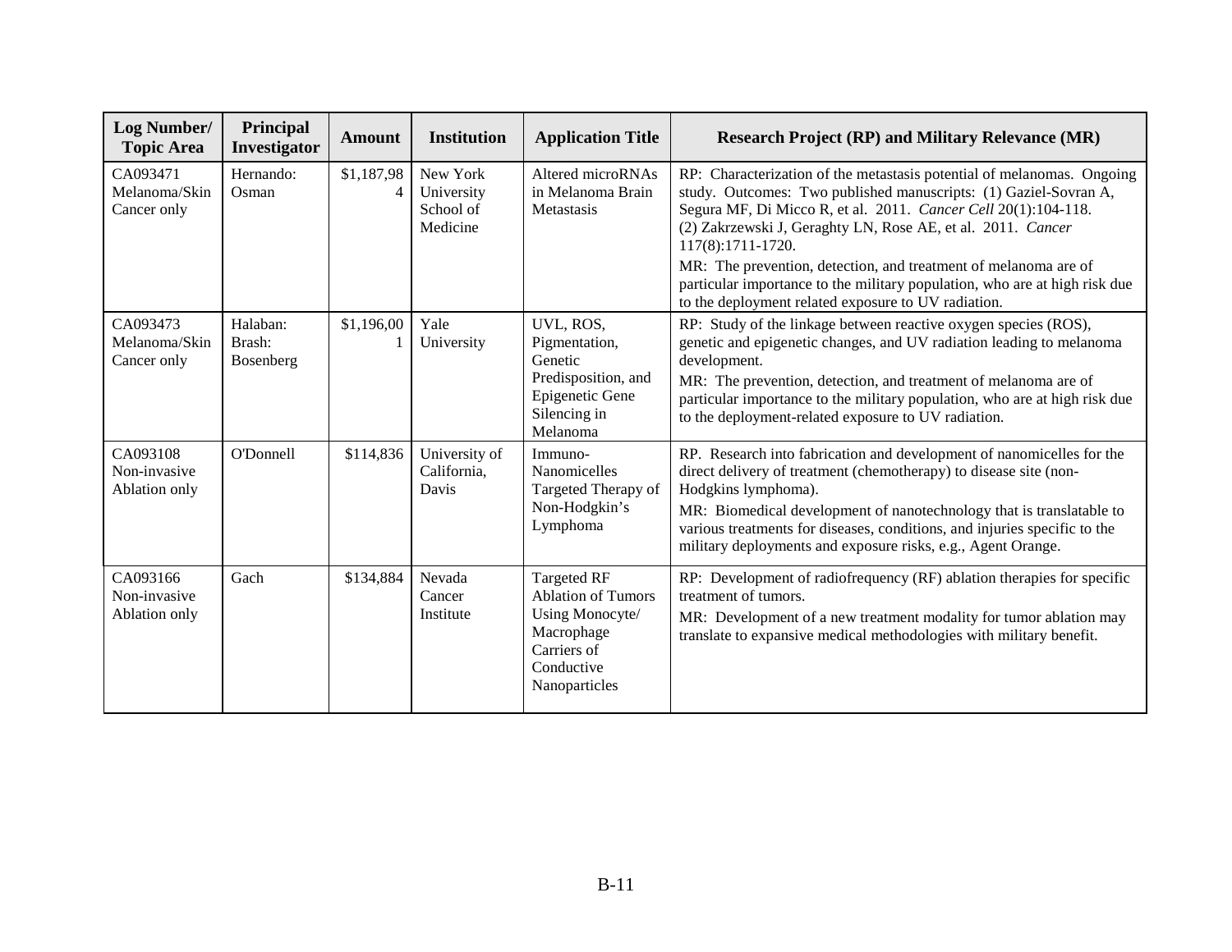| Log Number/ Topic Area | Principal Investigator | Amount | Institution | Application Title | Research Project (RP) and Military Relevance (MR) |
|---|---|---|---|---|---|
| CA093471 Melanoma/Skin Cancer only | Hernando: Osman | $1,187,984 | New York University School of Medicine | Altered microRNAs in Melanoma Brain Metastasis | RP: Characterization of the metastasis potential of melanomas. Ongoing study. Outcomes: Two published manuscripts: (1) Gaziel-Sovran A, Segura MF, Di Micco R, et al. 2011. *Cancer Cell* 20(1):104-118. (2) Zakrzewski J, Geraghty LN, Rose AE, et al. 2011. *Cancer* 117(8):1711-1720.<br>MR: The prevention, detection, and treatment of melanoma are of particular importance to the military population, who are at high risk due to the deployment related exposure to UV radiation. |
| CA093473 Melanoma/Skin Cancer only | Halaban: Brash: Bosenberg | $1,196,001 | Yale University | UVL, ROS, Pigmentation, Genetic Predisposition, and Epigenetic Gene Silencing in Melanoma | RP: Study of the linkage between reactive oxygen species (ROS), genetic and epigenetic changes, and UV radiation leading to melanoma development.<br>MR: The prevention, detection, and treatment of melanoma are of particular importance to the military population, who are at high risk due to the deployment-related exposure to UV radiation. |
| CA093108 Non-invasive Ablation only | O'Donnell | $114,836 | University of California, Davis | Immuno-Nanomicelles Targeted Therapy of Non-Hodgkin's Lymphoma | RP. Research into fabrication and development of nanomicelles for the direct delivery of treatment (chemotherapy) to disease site (non-Hodgkins lymphoma).<br>MR: Biomedical development of nanotechnology that is translatable to various treatments for diseases, conditions, and injuries specific to the military deployments and exposure risks, e.g., Agent Orange. |
| CA093166 Non-invasive Ablation only | Gach | $134,884 | Nevada Cancer Institute | Targeted RF Ablation of Tumors Using Monocyte/ Macrophage Carriers of Conductive Nanoparticles | RP: Development of radiofrequency (RF) ablation therapies for specific treatment of tumors.<br>MR: Development of a new treatment modality for tumor ablation may translate to expansive medical methodologies with military benefit. |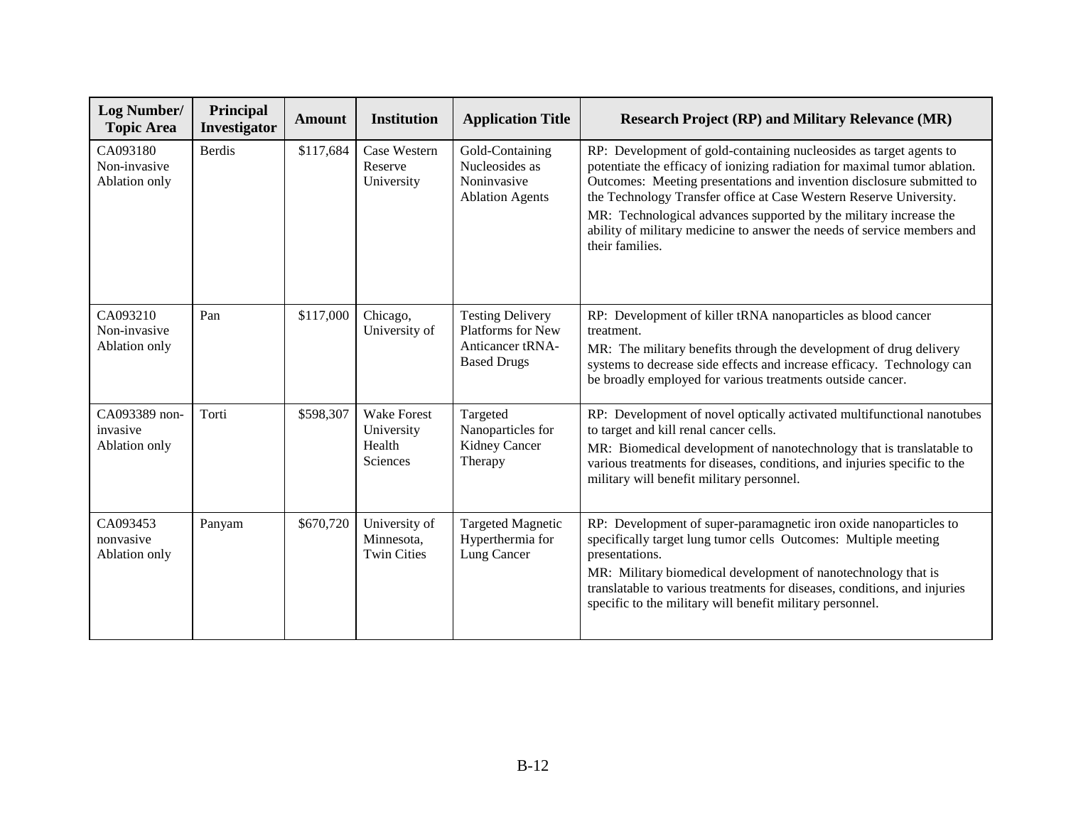| Log Number/ Topic Area | Principal Investigator | Amount | Institution | Application Title | Research Project (RP) and Military Relevance (MR) |
|---|---|---|---|---|---|
| CA093180 Non-invasive Ablation only | Berdis | $117,684 | Case Western Reserve University | Gold-Containing Nucleosides as Noninvasive Ablation Agents | RP: Development of gold-containing nucleosides as target agents to potentiate the efficacy of ionizing radiation for maximal tumor ablation. Outcomes: Meeting presentations and invention disclosure submitted to the Technology Transfer office at Case Western Reserve University.<br>MR: Technological advances supported by the military increase the ability of military medicine to answer the needs of service members and their families. |
| CA093210 Non-invasive Ablation only | Pan | $117,000 | Chicago, University of | Testing Delivery Platforms for New Anticancer tRNA-Based Drugs | RP: Development of killer tRNA nanoparticles as blood cancer treatment.<br>MR: The military benefits through the development of drug delivery systems to decrease side effects and increase efficacy. Technology can be broadly employed for various treatments outside cancer. |
| CA093389 non-invasive Ablation only | Torti | $598,307 | Wake Forest University Health Sciences | Targeted Nanoparticles for Kidney Cancer Therapy | RP: Development of novel optically activated multifunctional nanotubes to target and kill renal cancer cells.<br>MR: Biomedical development of nanotechnology that is translatable to various treatments for diseases, conditions, and injuries specific to the military will benefit military personnel. |
| CA093453 nonvasive Ablation only | Panyam | $670,720 | University of Minnesota, Twin Cities | Targeted Magnetic Hyperthermia for Lung Cancer | RP: Development of super-paramagnetic iron oxide nanoparticles to specifically target lung tumor cells Outcomes: Multiple meeting presentations.<br>MR: Military biomedical development of nanotechnology that is translatable to various treatments for diseases, conditions, and injuries specific to the military will benefit military personnel. |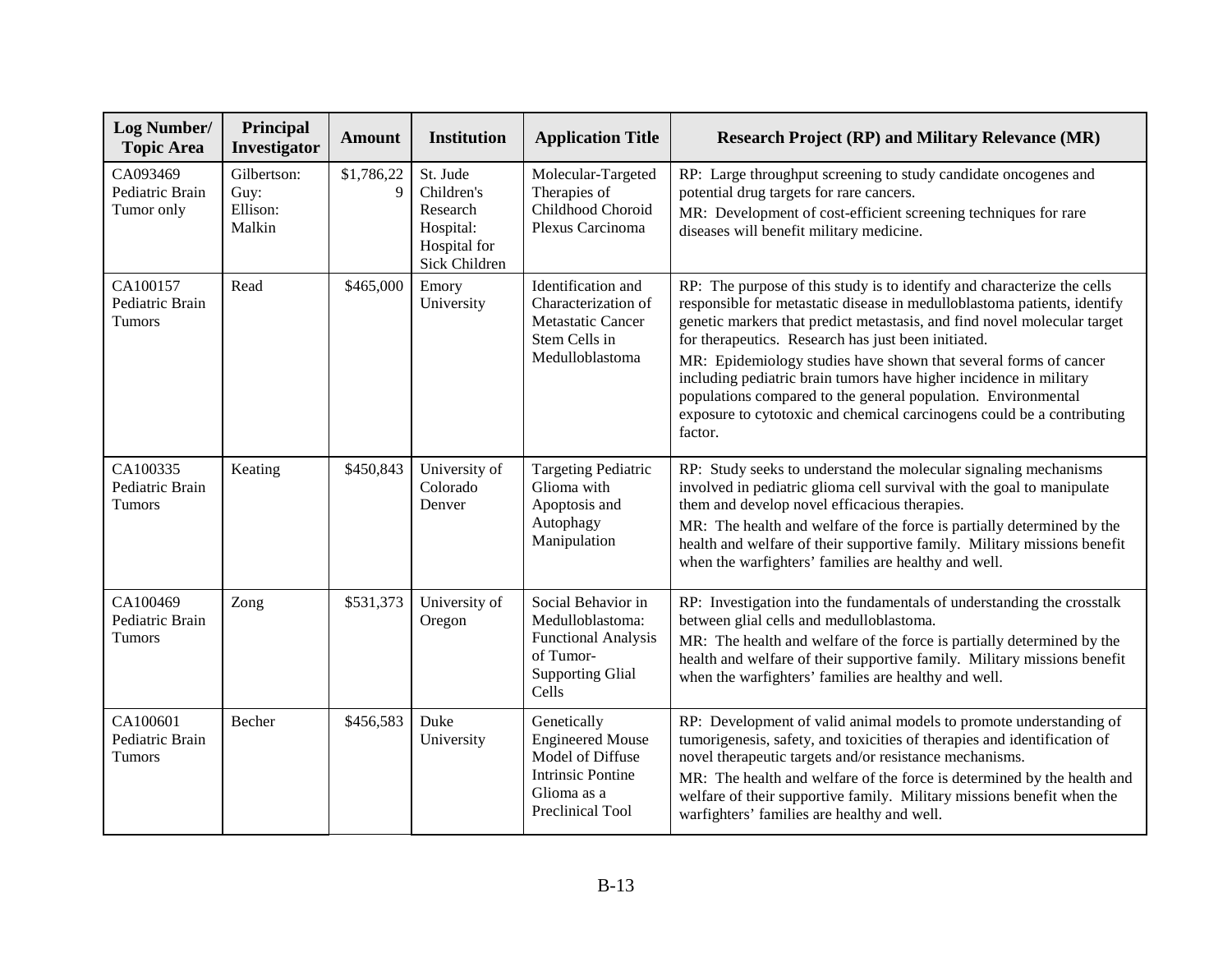| Log Number/ Topic Area | Principal Investigator | Amount | Institution | Application Title | Research Project (RP) and Military Relevance (MR) |
|---|---|---|---|---|---|
| CA093469 Pediatric Brain Tumor only | Gilbertson: Guy: Ellison: Malkin | $1,786,229 | St. Jude Children's Research Hospital: Hospital for Sick Children | Molecular-Targeted Therapies of Childhood Choroid Plexus Carcinoma | RP: Large throughput screening to study candidate oncogenes and potential drug targets for rare cancers.<br>MR: Development of cost-efficient screening techniques for rare diseases will benefit military medicine. |
| CA100157 Pediatric Brain Tumors | Read | $465,000 | Emory University | Identification and Characterization of Metastatic Cancer Stem Cells in Medulloblastoma | RP: The purpose of this study is to identify and characterize the cells responsible for metastatic disease in medulloblastoma patients, identify genetic markers that predict metastasis, and find novel molecular target for therapeutics. Research has just been initiated.<br>MR: Epidemiology studies have shown that several forms of cancer including pediatric brain tumors have higher incidence in military populations compared to the general population. Environmental exposure to cytotoxic and chemical carcinogens could be a contributing factor. |
| CA100335 Pediatric Brain Tumors | Keating | $450,843 | University of Colorado Denver | Targeting Pediatric Glioma with Apoptosis and Autophagy Manipulation | RP: Study seeks to understand the molecular signaling mechanisms involved in pediatric glioma cell survival with the goal to manipulate them and develop novel efficacious therapies.<br>MR: The health and welfare of the force is partially determined by the health and welfare of their supportive family. Military missions benefit when the warfighters' families are healthy and well. |
| CA100469 Pediatric Brain Tumors | Zong | $531,373 | University of Oregon | Social Behavior in Medulloblastoma: Functional Analysis of Tumor-Supporting Glial Cells | RP: Investigation into the fundamentals of understanding the crosstalk between glial cells and medulloblastoma.<br>MR: The health and welfare of the force is partially determined by the health and welfare of their supportive family. Military missions benefit when the warfighters' families are healthy and well. |
| CA100601 Pediatric Brain Tumors | Becher | $456,583 | Duke University | Genetically Engineered Mouse Model of Diffuse Intrinsic Pontine Glioma as a Preclinical Tool | RP: Development of valid animal models to promote understanding of tumorigenesis, safety, and toxicities of therapies and identification of novel therapeutic targets and/or resistance mechanisms.<br>MR: The health and welfare of the force is determined by the health and welfare of their supportive family. Military missions benefit when the warfighters' families are healthy and well. |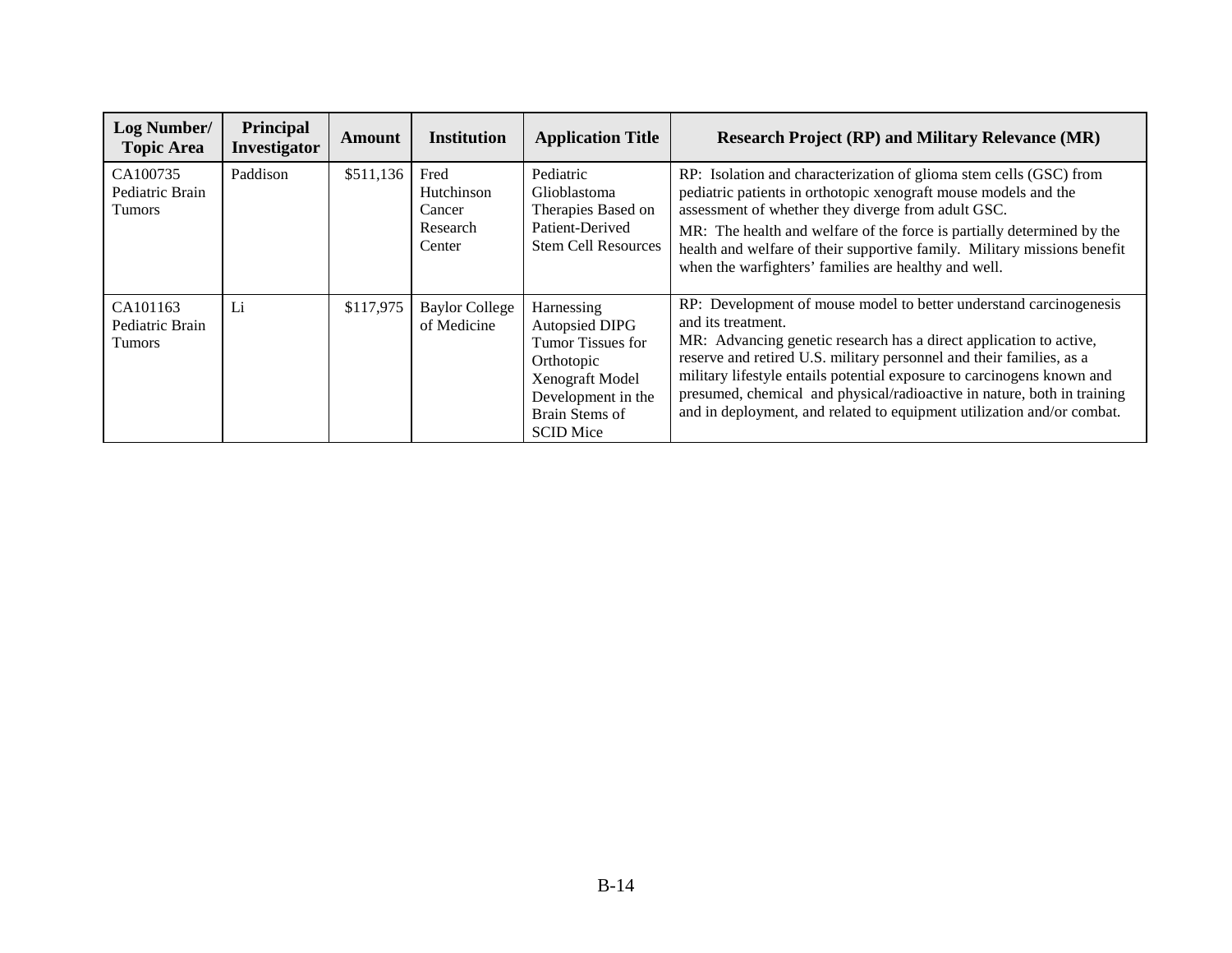| Log Number/ Topic Area | Principal Investigator | Amount | Institution | Application Title | Research Project (RP) and Military Relevance (MR) |
|---|---|---|---|---|---|
| CA100735 Pediatric Brain Tumors | Paddison | $511,136 | Fred Hutchinson Cancer Research Center | Pediatric Glioblastoma Therapies Based on Patient-Derived Stem Cell Resources | RP: Isolation and characterization of glioma stem cells (GSC) from pediatric patients in orthotopic xenograft mouse models and the assessment of whether they diverge from adult GSC. MR: The health and welfare of the force is partially determined by the health and welfare of their supportive family. Military missions benefit when the warfighters' families are healthy and well. |
| CA101163 Pediatric Brain Tumors | Li | $117,975 | Baylor College of Medicine | Harnessing Autopsied DIPG Tumor Tissues for Orthotopic Xenograft Model Development in the Brain Stems of SCID Mice | RP: Development of mouse model to better understand carcinogenesis and its treatment. MR: Advancing genetic research has a direct application to active, reserve and retired U.S. military personnel and their families, as a military lifestyle entails potential exposure to carcinogens known and presumed, chemical and physical/radioactive in nature, both in training and in deployment, and related to equipment utilization and/or combat. |